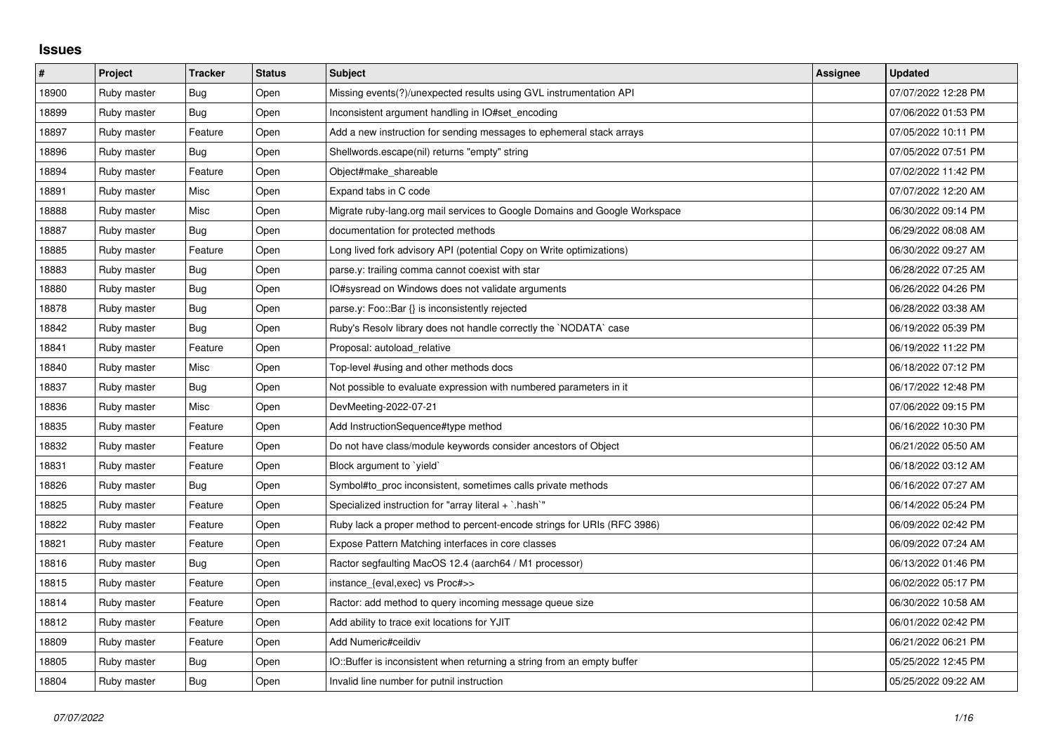## Issues

| # | Project | Tracker | Status | Subject | Assignee | Updated |
|---|---|---|---|---|---|---|
| 18900 | Ruby master | Bug | Open | Missing events(?)/unexpected results using GVL instrumentation API | | 07/07/2022 12:28 PM |
| 18899 | Ruby master | Bug | Open | Inconsistent argument handling in IO#set_encoding | | 07/06/2022 01:53 PM |
| 18897 | Ruby master | Feature | Open | Add a new instruction for sending messages to ephemeral stack arrays | | 07/05/2022 10:11 PM |
| 18896 | Ruby master | Bug | Open | Shellwords.escape(nil) returns "empty" string | | 07/05/2022 07:51 PM |
| 18894 | Ruby master | Feature | Open | Object#make_shareable | | 07/02/2022 11:42 PM |
| 18891 | Ruby master | Misc | Open | Expand tabs in C code | | 07/07/2022 12:20 AM |
| 18888 | Ruby master | Misc | Open | Migrate ruby-lang.org mail services to Google Domains and Google Workspace | | 06/30/2022 09:14 PM |
| 18887 | Ruby master | Bug | Open | documentation for protected methods | | 06/29/2022 08:08 AM |
| 18885 | Ruby master | Feature | Open | Long lived fork advisory API (potential Copy on Write optimizations) | | 06/30/2022 09:27 AM |
| 18883 | Ruby master | Bug | Open | parse.y: trailing comma cannot coexist with star | | 06/28/2022 07:25 AM |
| 18880 | Ruby master | Bug | Open | IO#sysread on Windows does not validate arguments | | 06/26/2022 04:26 PM |
| 18878 | Ruby master | Bug | Open | parse.y: Foo::Bar {} is inconsistently rejected | | 06/28/2022 03:38 AM |
| 18842 | Ruby master | Bug | Open | Ruby's Resolv library does not handle correctly the `NODATA` case | | 06/19/2022 05:39 PM |
| 18841 | Ruby master | Feature | Open | Proposal: autoload_relative | | 06/19/2022 11:22 PM |
| 18840 | Ruby master | Misc | Open | Top-level #using and other methods docs | | 06/18/2022 07:12 PM |
| 18837 | Ruby master | Bug | Open | Not possible to evaluate expression with numbered parameters in it | | 06/17/2022 12:48 PM |
| 18836 | Ruby master | Misc | Open | DevMeeting-2022-07-21 | | 07/06/2022 09:15 PM |
| 18835 | Ruby master | Feature | Open | Add InstructionSequence#type method | | 06/16/2022 10:30 PM |
| 18832 | Ruby master | Feature | Open | Do not have class/module keywords consider ancestors of Object | | 06/21/2022 05:50 AM |
| 18831 | Ruby master | Feature | Open | Block argument to `yield` | | 06/18/2022 03:12 AM |
| 18826 | Ruby master | Bug | Open | Symbol#to_proc inconsistent, sometimes calls private methods | | 06/16/2022 07:27 AM |
| 18825 | Ruby master | Feature | Open | Specialized instruction for "array literal + `.hash`" | | 06/14/2022 05:24 PM |
| 18822 | Ruby master | Feature | Open | Ruby lack a proper method to percent-encode strings for URIs (RFC 3986) | | 06/09/2022 02:42 PM |
| 18821 | Ruby master | Feature | Open | Expose Pattern Matching interfaces in core classes | | 06/09/2022 07:24 AM |
| 18816 | Ruby master | Bug | Open | Ractor segfaulting MacOS 12.4 (aarch64 / M1 processor) | | 06/13/2022 01:46 PM |
| 18815 | Ruby master | Feature | Open | instance_{eval,exec} vs Proc#>> | | 06/02/2022 05:17 PM |
| 18814 | Ruby master | Feature | Open | Ractor: add method to query incoming message queue size | | 06/30/2022 10:58 AM |
| 18812 | Ruby master | Feature | Open | Add ability to trace exit locations for YJIT | | 06/01/2022 02:42 PM |
| 18809 | Ruby master | Feature | Open | Add Numeric#ceildiv | | 06/21/2022 06:21 PM |
| 18805 | Ruby master | Bug | Open | IO::Buffer is inconsistent when returning a string from an empty buffer | | 05/25/2022 12:45 PM |
| 18804 | Ruby master | Bug | Open | Invalid line number for putnil instruction | | 05/25/2022 09:22 AM |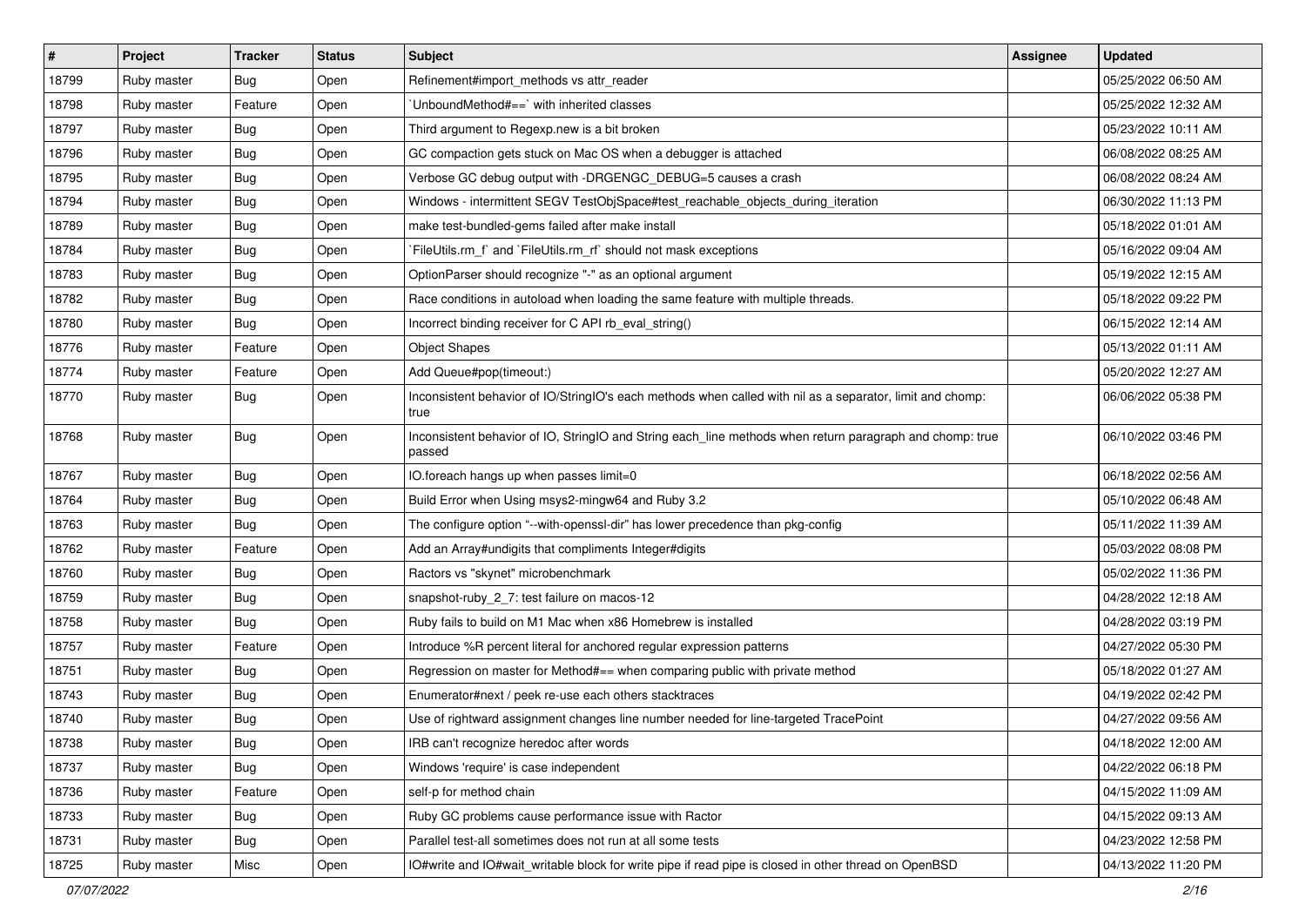| # | Project | Tracker | Status | Subject | Assignee | Updated |
|---|---|---|---|---|---|---|
| 18799 | Ruby master | Bug | Open | Refinement#import_methods vs attr_reader | | 05/25/2022 06:50 AM |
| 18798 | Ruby master | Feature | Open | `UnboundMethod#==` with inherited classes | | 05/25/2022 12:32 AM |
| 18797 | Ruby master | Bug | Open | Third argument to Regexp.new is a bit broken | | 05/23/2022 10:11 AM |
| 18796 | Ruby master | Bug | Open | GC compaction gets stuck on Mac OS when a debugger is attached | | 06/08/2022 08:25 AM |
| 18795 | Ruby master | Bug | Open | Verbose GC debug output with -DRGENGC_DEBUG=5 causes a crash | | 06/08/2022 08:24 AM |
| 18794 | Ruby master | Bug | Open | Windows - intermittent SEGV TestObjSpace#test_reachable_objects_during_iteration | | 06/30/2022 11:13 PM |
| 18789 | Ruby master | Bug | Open | make test-bundled-gems failed after make install | | 05/18/2022 01:01 AM |
| 18784 | Ruby master | Bug | Open | `FileUtils.rm_f` and `FileUtils.rm_rf` should not mask exceptions | | 05/16/2022 09:04 AM |
| 18783 | Ruby master | Bug | Open | OptionParser should recognize "-" as an optional argument | | 05/19/2022 12:15 AM |
| 18782 | Ruby master | Bug | Open | Race conditions in autoload when loading the same feature with multiple threads. | | 05/18/2022 09:22 PM |
| 18780 | Ruby master | Bug | Open | Incorrect binding receiver for C API rb_eval_string() | | 06/15/2022 12:14 AM |
| 18776 | Ruby master | Feature | Open | Object Shapes | | 05/13/2022 01:11 AM |
| 18774 | Ruby master | Feature | Open | Add Queue#pop(timeout:) | | 05/20/2022 12:27 AM |
| 18770 | Ruby master | Bug | Open | Inconsistent behavior of IO/StringIO's each methods when called with nil as a separator, limit and chomp: true | | 06/06/2022 05:38 PM |
| 18768 | Ruby master | Bug | Open | Inconsistent behavior of IO, StringIO and String each_line methods when return paragraph and chomp: true passed | | 06/10/2022 03:46 PM |
| 18767 | Ruby master | Bug | Open | IO.foreach hangs up when passes limit=0 | | 06/18/2022 02:56 AM |
| 18764 | Ruby master | Bug | Open | Build Error when Using msys2-mingw64 and Ruby 3.2 | | 05/10/2022 06:48 AM |
| 18763 | Ruby master | Bug | Open | The configure option "--with-openssl-dir" has lower precedence than pkg-config | | 05/11/2022 11:39 AM |
| 18762 | Ruby master | Feature | Open | Add an Array#undigits that compliments Integer#digits | | 05/03/2022 08:08 PM |
| 18760 | Ruby master | Bug | Open | Ractors vs "skynet" microbenchmark | | 05/02/2022 11:36 PM |
| 18759 | Ruby master | Bug | Open | snapshot-ruby_2_7: test failure on macos-12 | | 04/28/2022 12:18 AM |
| 18758 | Ruby master | Bug | Open | Ruby fails to build on M1 Mac when x86 Homebrew is installed | | 04/28/2022 03:19 PM |
| 18757 | Ruby master | Feature | Open | Introduce %R percent literal for anchored regular expression patterns | | 04/27/2022 05:30 PM |
| 18751 | Ruby master | Bug | Open | Regression on master for Method#== when comparing public with private method | | 05/18/2022 01:27 AM |
| 18743 | Ruby master | Bug | Open | Enumerator#next / peek re-use each others stacktraces | | 04/19/2022 02:42 PM |
| 18740 | Ruby master | Bug | Open | Use of rightward assignment changes line number needed for line-targeted TracePoint | | 04/27/2022 09:56 AM |
| 18738 | Ruby master | Bug | Open | IRB can't recognize heredoc after words | | 04/18/2022 12:00 AM |
| 18737 | Ruby master | Bug | Open | Windows 'require' is case independent | | 04/22/2022 06:18 PM |
| 18736 | Ruby master | Feature | Open | self-p for method chain | | 04/15/2022 11:09 AM |
| 18733 | Ruby master | Bug | Open | Ruby GC problems cause performance issue with Ractor | | 04/15/2022 09:13 AM |
| 18731 | Ruby master | Bug | Open | Parallel test-all sometimes does not run at all some tests | | 04/23/2022 12:58 PM |
| 18725 | Ruby master | Misc | Open | IO#write and IO#wait_writable block for write pipe if read pipe is closed in other thread on OpenBSD | | 04/13/2022 11:20 PM |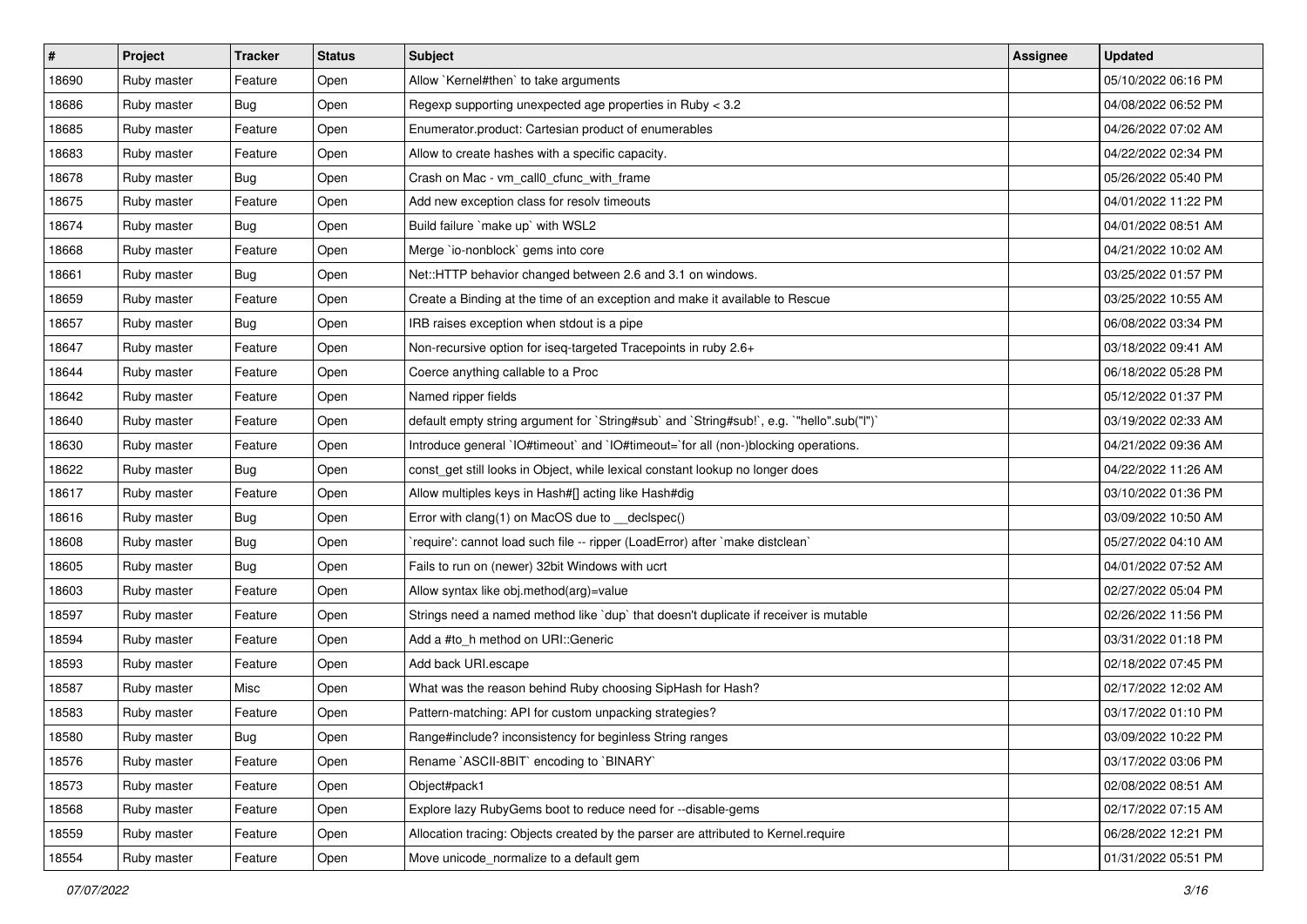| # | Project | Tracker | Status | Subject | Assignee | Updated |
|---|---|---|---|---|---|---|
| 18690 | Ruby master | Feature | Open | Allow `Kernel#then` to take arguments | | 05/10/2022 06:16 PM |
| 18686 | Ruby master | Bug | Open | Regexp supporting unexpected age properties in Ruby < 3.2 | | 04/08/2022 06:52 PM |
| 18685 | Ruby master | Feature | Open | Enumerator.product: Cartesian product of enumerables | | 04/26/2022 07:02 AM |
| 18683 | Ruby master | Feature | Open | Allow to create hashes with a specific capacity. | | 04/22/2022 02:34 PM |
| 18678 | Ruby master | Bug | Open | Crash on Mac - vm_call0_cfunc_with_frame | | 05/26/2022 05:40 PM |
| 18675 | Ruby master | Feature | Open | Add new exception class for resolv timeouts | | 04/01/2022 11:22 PM |
| 18674 | Ruby master | Bug | Open | Build failure `make up` with WSL2 | | 04/01/2022 08:51 AM |
| 18668 | Ruby master | Feature | Open | Merge `io-nonblock` gems into core | | 04/21/2022 10:02 AM |
| 18661 | Ruby master | Bug | Open | Net::HTTP behavior changed between 2.6 and 3.1 on windows. | | 03/25/2022 01:57 PM |
| 18659 | Ruby master | Feature | Open | Create a Binding at the time of an exception and make it available to Rescue | | 03/25/2022 10:55 AM |
| 18657 | Ruby master | Bug | Open | IRB raises exception when stdout is a pipe | | 06/08/2022 03:34 PM |
| 18647 | Ruby master | Feature | Open | Non-recursive option for iseq-targeted Tracepoints in ruby 2.6+ | | 03/18/2022 09:41 AM |
| 18644 | Ruby master | Feature | Open | Coerce anything callable to a Proc | | 06/18/2022 05:28 PM |
| 18642 | Ruby master | Feature | Open | Named ripper fields | | 05/12/2022 01:37 PM |
| 18640 | Ruby master | Feature | Open | default empty string argument for `String#sub` and `String#sub!`, e.g. `"hello".sub("l")` | | 03/19/2022 02:33 AM |
| 18630 | Ruby master | Feature | Open | Introduce general `IO#timeout` and `IO#timeout=`for all (non-)blocking operations. | | 04/21/2022 09:36 AM |
| 18622 | Ruby master | Bug | Open | const_get still looks in Object, while lexical constant lookup no longer does | | 04/22/2022 11:26 AM |
| 18617 | Ruby master | Feature | Open | Allow multiples keys in Hash#[] acting like Hash#dig | | 03/10/2022 01:36 PM |
| 18616 | Ruby master | Bug | Open | Error with clang(1) on MacOS due to __declspec() | | 03/09/2022 10:50 AM |
| 18608 | Ruby master | Bug | Open | `require': cannot load such file -- ripper (LoadError) after `make distclean` | | 05/27/2022 04:10 AM |
| 18605 | Ruby master | Bug | Open | Fails to run on (newer) 32bit Windows with ucrt | | 04/01/2022 07:52 AM |
| 18603 | Ruby master | Feature | Open | Allow syntax like obj.method(arg)=value | | 02/27/2022 05:04 PM |
| 18597 | Ruby master | Feature | Open | Strings need a named method like `dup` that doesn't duplicate if receiver is mutable | | 02/26/2022 11:56 PM |
| 18594 | Ruby master | Feature | Open | Add a #to_h method on URI::Generic | | 03/31/2022 01:18 PM |
| 18593 | Ruby master | Feature | Open | Add back URI.escape | | 02/18/2022 07:45 PM |
| 18587 | Ruby master | Misc | Open | What was the reason behind Ruby choosing SipHash for Hash? | | 02/17/2022 12:02 AM |
| 18583 | Ruby master | Feature | Open | Pattern-matching: API for custom unpacking strategies? | | 03/17/2022 01:10 PM |
| 18580 | Ruby master | Bug | Open | Range#include? inconsistency for beginless String ranges | | 03/09/2022 10:22 PM |
| 18576 | Ruby master | Feature | Open | Rename `ASCII-8BIT` encoding to `BINARY` | | 03/17/2022 03:06 PM |
| 18573 | Ruby master | Feature | Open | Object#pack1 | | 02/08/2022 08:51 AM |
| 18568 | Ruby master | Feature | Open | Explore lazy RubyGems boot to reduce need for --disable-gems | | 02/17/2022 07:15 AM |
| 18559 | Ruby master | Feature | Open | Allocation tracing: Objects created by the parser are attributed to Kernel.require | | 06/28/2022 12:21 PM |
| 18554 | Ruby master | Feature | Open | Move unicode_normalize to a default gem | | 01/31/2022 05:51 PM |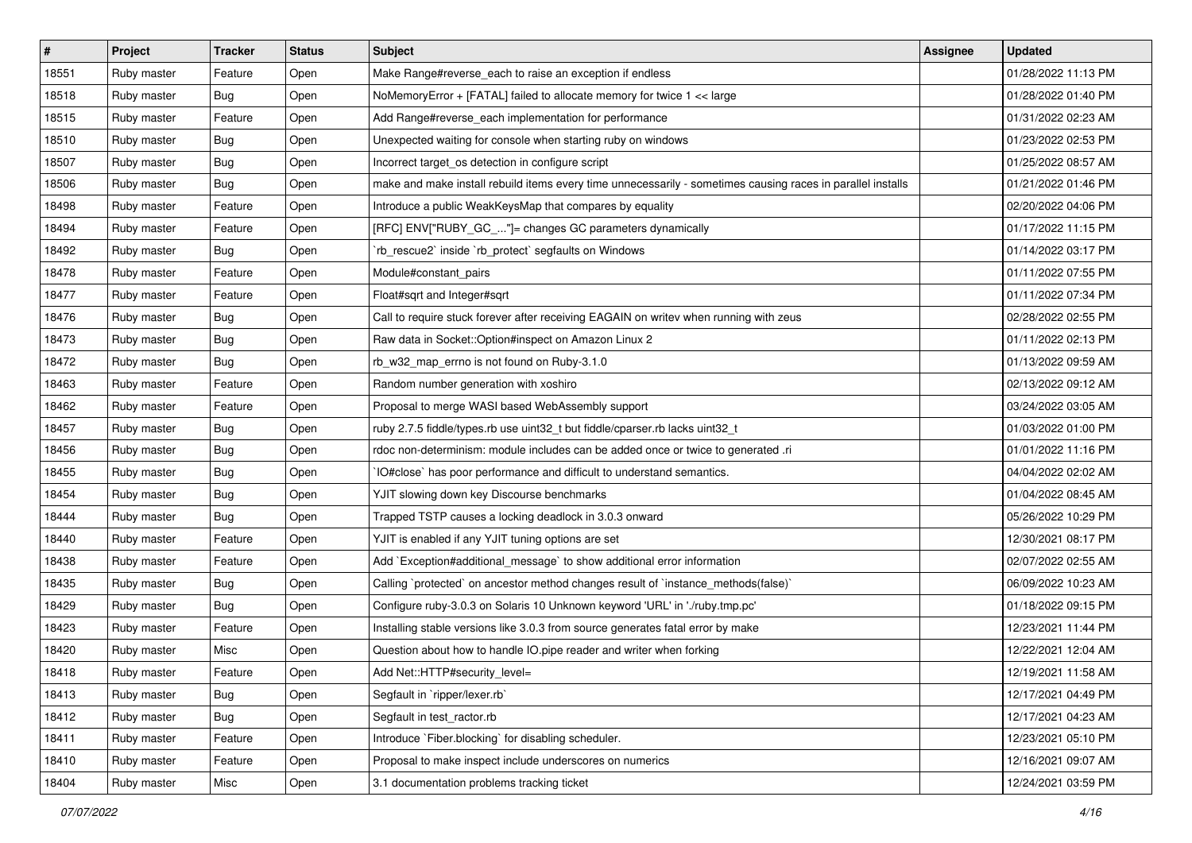| # | Project | Tracker | Status | Subject | Assignee | Updated |
|---|---|---|---|---|---|---|
| 18551 | Ruby master | Feature | Open | Make Range#reverse_each to raise an exception if endless | | 01/28/2022 11:13 PM |
| 18518 | Ruby master | Bug | Open | NoMemoryError + [FATAL] failed to allocate memory for twice 1 << large | | 01/28/2022 01:40 PM |
| 18515 | Ruby master | Feature | Open | Add Range#reverse_each implementation for performance | | 01/31/2022 02:23 AM |
| 18510 | Ruby master | Bug | Open | Unexpected waiting for console when starting ruby on windows | | 01/23/2022 02:53 PM |
| 18507 | Ruby master | Bug | Open | Incorrect target_os detection in configure script | | 01/25/2022 08:57 AM |
| 18506 | Ruby master | Bug | Open | make and make install rebuild items every time unnecessarily - sometimes causing races in parallel installs | | 01/21/2022 01:46 PM |
| 18498 | Ruby master | Feature | Open | Introduce a public WeakKeysMap that compares by equality | | 02/20/2022 04:06 PM |
| 18494 | Ruby master | Feature | Open | [RFC] ENV["RUBY_GC_..."]= changes GC parameters dynamically | | 01/17/2022 11:15 PM |
| 18492 | Ruby master | Bug | Open | `rb_rescue2` inside `rb_protect` segfaults on Windows | | 01/14/2022 03:17 PM |
| 18478 | Ruby master | Feature | Open | Module#constant_pairs | | 01/11/2022 07:55 PM |
| 18477 | Ruby master | Feature | Open | Float#sqrt and Integer#sqrt | | 01/11/2022 07:34 PM |
| 18476 | Ruby master | Bug | Open | Call to require stuck forever after receiving EAGAIN on writev when running with zeus | | 02/28/2022 02:55 PM |
| 18473 | Ruby master | Bug | Open | Raw data in Socket::Option#inspect on Amazon Linux 2 | | 01/11/2022 02:13 PM |
| 18472 | Ruby master | Bug | Open | rb_w32_map_errno is not found on Ruby-3.1.0 | | 01/13/2022 09:59 AM |
| 18463 | Ruby master | Feature | Open | Random number generation with xoshiro | | 02/13/2022 09:12 AM |
| 18462 | Ruby master | Feature | Open | Proposal to merge WASI based WebAssembly support | | 03/24/2022 03:05 AM |
| 18457 | Ruby master | Bug | Open | ruby 2.7.5 fiddle/types.rb use uint32_t but fiddle/cparser.rb lacks uint32_t | | 01/03/2022 01:00 PM |
| 18456 | Ruby master | Bug | Open | rdoc non-determinism: module includes can be added once or twice to generated .ri | | 01/01/2022 11:16 PM |
| 18455 | Ruby master | Bug | Open | `IO#close` has poor performance and difficult to understand semantics. | | 04/04/2022 02:02 AM |
| 18454 | Ruby master | Bug | Open | YJIT slowing down key Discourse benchmarks | | 01/04/2022 08:45 AM |
| 18444 | Ruby master | Bug | Open | Trapped TSTP causes a locking deadlock in 3.0.3 onward | | 05/26/2022 10:29 PM |
| 18440 | Ruby master | Feature | Open | YJIT is enabled if any YJIT tuning options are set | | 12/30/2021 08:17 PM |
| 18438 | Ruby master | Feature | Open | Add `Exception#additional_message` to show additional error information | | 02/07/2022 02:55 AM |
| 18435 | Ruby master | Bug | Open | Calling `protected` on ancestor method changes result of `instance_methods(false)` | | 06/09/2022 10:23 AM |
| 18429 | Ruby master | Bug | Open | Configure ruby-3.0.3 on Solaris 10 Unknown keyword 'URL' in './ruby.tmp.pc' | | 01/18/2022 09:15 PM |
| 18423 | Ruby master | Feature | Open | Installing stable versions like 3.0.3 from source generates fatal error by make | | 12/23/2021 11:44 PM |
| 18420 | Ruby master | Misc | Open | Question about how to handle IO.pipe reader and writer when forking | | 12/22/2021 12:04 AM |
| 18418 | Ruby master | Feature | Open | Add Net::HTTP#security_level= | | 12/19/2021 11:58 AM |
| 18413 | Ruby master | Bug | Open | Segfault in `ripper/lexer.rb` | | 12/17/2021 04:49 PM |
| 18412 | Ruby master | Bug | Open | Segfault in test_ractor.rb | | 12/17/2021 04:23 AM |
| 18411 | Ruby master | Feature | Open | Introduce `Fiber.blocking` for disabling scheduler. | | 12/23/2021 05:10 PM |
| 18410 | Ruby master | Feature | Open | Proposal to make inspect include underscores on numerics | | 12/16/2021 09:07 AM |
| 18404 | Ruby master | Misc | Open | 3.1 documentation problems tracking ticket | | 12/24/2021 03:59 PM |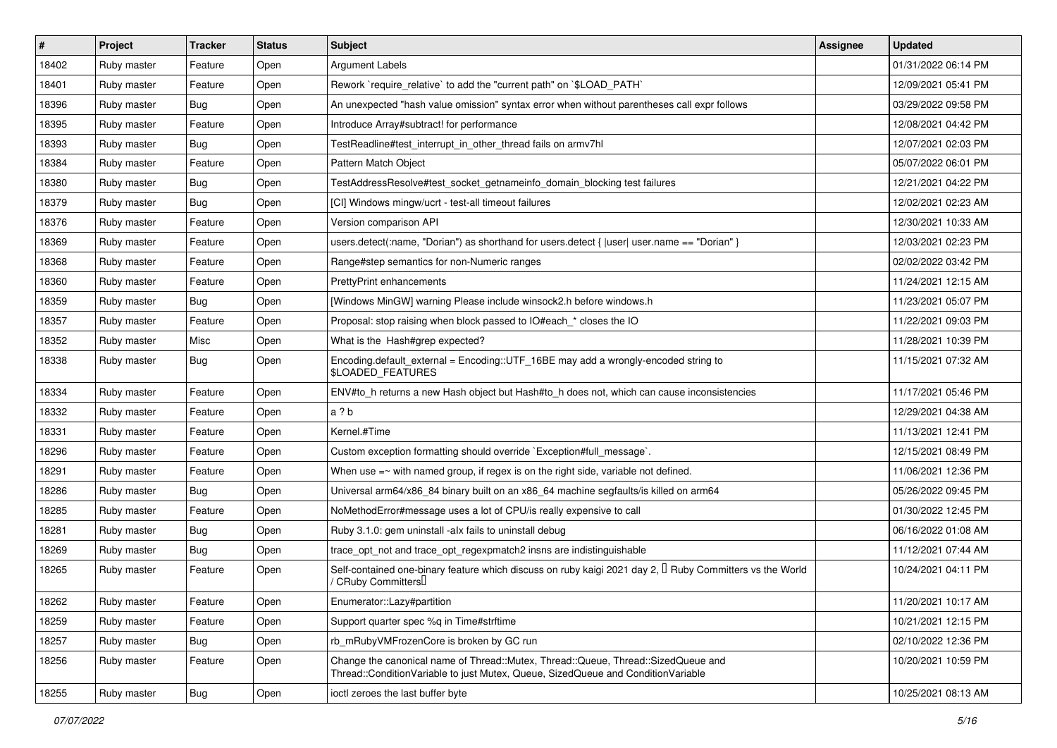| # | Project | Tracker | Status | Subject | Assignee | Updated |
|---|---|---|---|---|---|---|
| 18402 | Ruby master | Feature | Open | Argument Labels | | 01/31/2022 06:14 PM |
| 18401 | Ruby master | Feature | Open | Rework `require_relative` to add the "current path" on `$LOAD_PATH` | | 12/09/2021 05:41 PM |
| 18396 | Ruby master | Bug | Open | An unexpected "hash value omission" syntax error when without parentheses call expr follows | | 03/29/2022 09:58 PM |
| 18395 | Ruby master | Feature | Open | Introduce Array#subtract! for performance | | 12/08/2021 04:42 PM |
| 18393 | Ruby master | Bug | Open | TestReadline#test_interrupt_in_other_thread fails on armv7hl | | 12/07/2021 02:03 PM |
| 18384 | Ruby master | Feature | Open | Pattern Match Object | | 05/07/2022 06:01 PM |
| 18380 | Ruby master | Bug | Open | TestAddressResolve#test_socket_getnameinfo_domain_blocking test failures | | 12/21/2021 04:22 PM |
| 18379 | Ruby master | Bug | Open | [CI] Windows mingw/ucrt - test-all timeout failures | | 12/02/2021 02:23 AM |
| 18376 | Ruby master | Feature | Open | Version comparison API | | 12/30/2021 10:33 AM |
| 18369 | Ruby master | Feature | Open | users.detect(:name, "Dorian") as shorthand for users.detect { \|user\| user.name == "Dorian" } | | 12/03/2021 02:23 PM |
| 18368 | Ruby master | Feature | Open | Range#step semantics for non-Numeric ranges | | 02/02/2022 03:42 PM |
| 18360 | Ruby master | Feature | Open | PrettyPrint enhancements | | 11/24/2021 12:15 AM |
| 18359 | Ruby master | Bug | Open | [Windows MinGW] warning Please include winsock2.h before windows.h | | 11/23/2021 05:07 PM |
| 18357 | Ruby master | Feature | Open | Proposal: stop raising when block passed to IO#each_* closes the IO | | 11/22/2021 09:03 PM |
| 18352 | Ruby master | Misc | Open | What is the Hash#grep expected? | | 11/28/2021 10:39 PM |
| 18338 | Ruby master | Bug | Open | Encoding.default_external = Encoding::UTF_16BE may add a wrongly-encoded string to $LOADED_FEATURES | | 11/15/2021 07:32 AM |
| 18334 | Ruby master | Feature | Open | ENV#to_h returns a new Hash object but Hash#to_h does not, which can cause inconsistencies | | 11/17/2021 05:46 PM |
| 18332 | Ruby master | Feature | Open | a ? b | | 12/29/2021 04:38 AM |
| 18331 | Ruby master | Feature | Open | Kernel.#Time | | 11/13/2021 12:41 PM |
| 18296 | Ruby master | Feature | Open | Custom exception formatting should override `Exception#full_message`. | | 12/15/2021 08:49 PM |
| 18291 | Ruby master | Feature | Open | When use =~ with named group, if regex is on the right side, variable not defined. | | 11/06/2021 12:36 PM |
| 18286 | Ruby master | Bug | Open | Universal arm64/x86_84 binary built on an x86_64 machine segfaults/is killed on arm64 | | 05/26/2022 09:45 PM |
| 18285 | Ruby master | Feature | Open | NoMethodError#message uses a lot of CPU/is really expensive to call | | 01/30/2022 12:45 PM |
| 18281 | Ruby master | Bug | Open | Ruby 3.1.0: gem uninstall -alx fails to uninstall debug | | 06/16/2022 01:08 AM |
| 18269 | Ruby master | Bug | Open | trace_opt_not and trace_opt_regexpmatch2 insns are indistinguishable | | 11/12/2021 07:44 AM |
| 18265 | Ruby master | Feature | Open | Self-contained one-binary feature which discuss on ruby kaigi 2021 day 2, 「Ruby Committers vs the World / CRuby Committers」 | | 10/24/2021 04:11 PM |
| 18262 | Ruby master | Feature | Open | Enumerator::Lazy#partition | | 11/20/2021 10:17 AM |
| 18259 | Ruby master | Feature | Open | Support quarter spec %q in Time#strftime | | 10/21/2021 12:15 PM |
| 18257 | Ruby master | Bug | Open | rb_mRubyVMFrozenCore is broken by GC run | | 02/10/2022 12:36 PM |
| 18256 | Ruby master | Feature | Open | Change the canonical name of Thread::Mutex, Thread::Queue, Thread::SizedQueue and Thread::ConditionVariable to just Mutex, Queue, SizedQueue and ConditionVariable | | 10/20/2021 10:59 PM |
| 18255 | Ruby master | Bug | Open | ioctl zeroes the last buffer byte | | 10/25/2021 08:13 AM |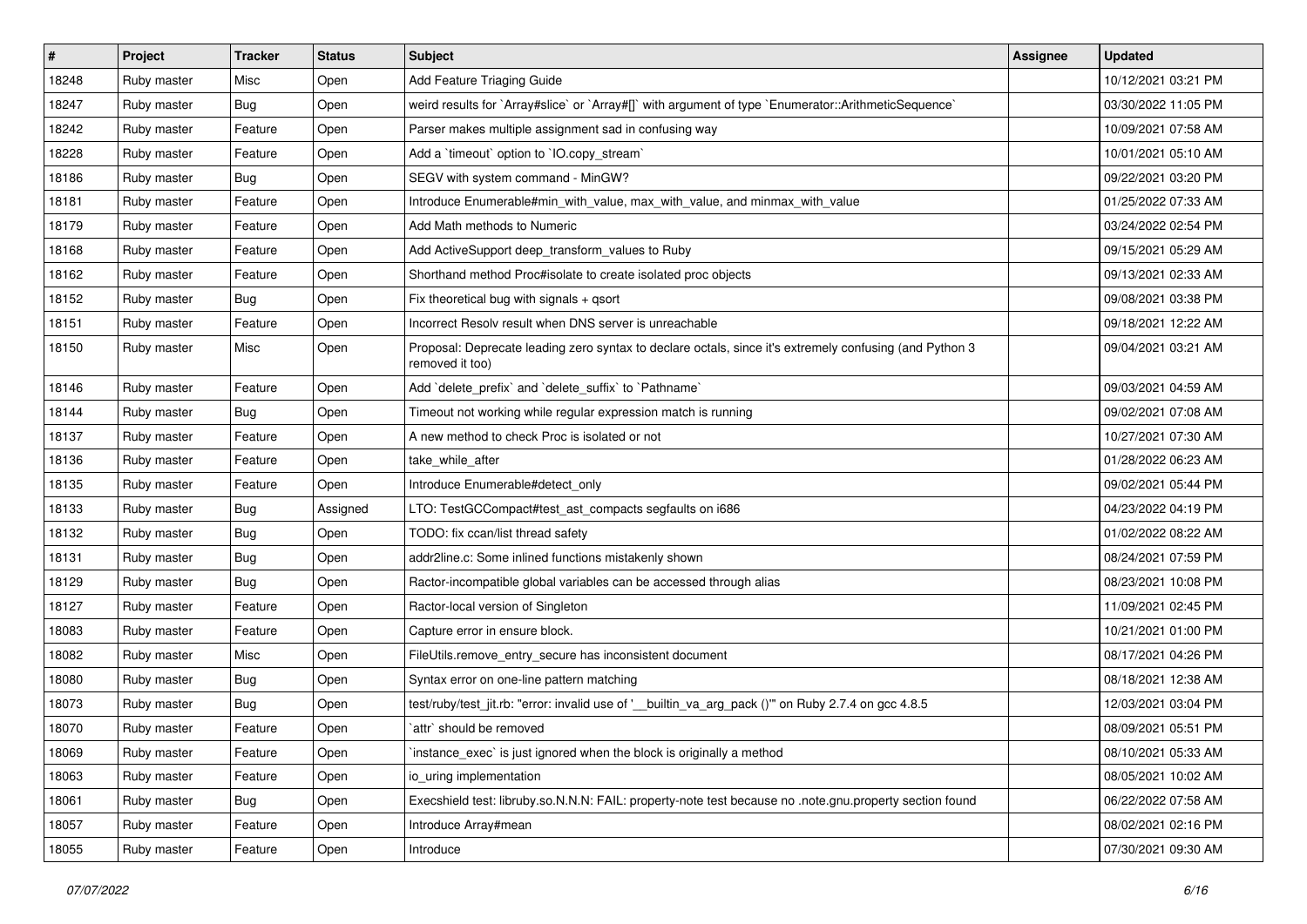| # | Project | Tracker | Status | Subject | Assignee | Updated |
|---|---|---|---|---|---|---|
| 18248 | Ruby master | Misc | Open | Add Feature Triaging Guide | | 10/12/2021 03:21 PM |
| 18247 | Ruby master | Bug | Open | weird results for `Array#slice` or `Array#[]` with argument of type `Enumerator::ArithmeticSequence` | | 03/30/2022 11:05 PM |
| 18242 | Ruby master | Feature | Open | Parser makes multiple assignment sad in confusing way | | 10/09/2021 07:58 AM |
| 18228 | Ruby master | Feature | Open | Add a `timeout` option to `IO.copy_stream` | | 10/01/2021 05:10 AM |
| 18186 | Ruby master | Bug | Open | SEGV with system command - MinGW? | | 09/22/2021 03:20 PM |
| 18181 | Ruby master | Feature | Open | Introduce Enumerable#min_with_value, max_with_value, and minmax_with_value | | 01/25/2022 07:33 AM |
| 18179 | Ruby master | Feature | Open | Add Math methods to Numeric | | 03/24/2022 02:54 PM |
| 18168 | Ruby master | Feature | Open | Add ActiveSupport deep_transform_values to Ruby | | 09/15/2021 05:29 AM |
| 18162 | Ruby master | Feature | Open | Shorthand method Proc#isolate to create isolated proc objects | | 09/13/2021 02:33 AM |
| 18152 | Ruby master | Bug | Open | Fix theoretical bug with signals + qsort | | 09/08/2021 03:38 PM |
| 18151 | Ruby master | Feature | Open | Incorrect Resolv result when DNS server is unreachable | | 09/18/2021 12:22 AM |
| 18150 | Ruby master | Misc | Open | Proposal: Deprecate leading zero syntax to declare octals, since it's extremely confusing (and Python 3 removed it too) | | 09/04/2021 03:21 AM |
| 18146 | Ruby master | Feature | Open | Add `delete_prefix` and `delete_suffix` to `Pathname` | | 09/03/2021 04:59 AM |
| 18144 | Ruby master | Bug | Open | Timeout not working while regular expression match is running | | 09/02/2021 07:08 AM |
| 18137 | Ruby master | Feature | Open | A new method to check Proc is isolated or not | | 10/27/2021 07:30 AM |
| 18136 | Ruby master | Feature | Open | take_while_after | | 01/28/2022 06:23 AM |
| 18135 | Ruby master | Feature | Open | Introduce Enumerable#detect_only | | 09/02/2021 05:44 PM |
| 18133 | Ruby master | Bug | Assigned | LTO: TestGCCompact#test_ast_compacts segfaults on i686 | | 04/23/2022 04:19 PM |
| 18132 | Ruby master | Bug | Open | TODO: fix ccan/list thread safety | | 01/02/2022 08:22 AM |
| 18131 | Ruby master | Bug | Open | addr2line.c: Some inlined functions mistakenly shown | | 08/24/2021 07:59 PM |
| 18129 | Ruby master | Bug | Open | Ractor-incompatible global variables can be accessed through alias | | 08/23/2021 10:08 PM |
| 18127 | Ruby master | Feature | Open | Ractor-local version of Singleton | | 11/09/2021 02:45 PM |
| 18083 | Ruby master | Feature | Open | Capture error in ensure block. | | 10/21/2021 01:00 PM |
| 18082 | Ruby master | Misc | Open | FileUtils.remove_entry_secure has inconsistent document | | 08/17/2021 04:26 PM |
| 18080 | Ruby master | Bug | Open | Syntax error on one-line pattern matching | | 08/18/2021 12:38 AM |
| 18073 | Ruby master | Bug | Open | test/ruby/test_jit.rb: "error: invalid use of '__builtin_va_arg_pack ()'" on Ruby 2.7.4 on gcc 4.8.5 | | 12/03/2021 03:04 PM |
| 18070 | Ruby master | Feature | Open | `attr` should be removed | | 08/09/2021 05:51 PM |
| 18069 | Ruby master | Feature | Open | `instance_exec` is just ignored when the block is originally a method | | 08/10/2021 05:33 AM |
| 18063 | Ruby master | Feature | Open | io_uring implementation | | 08/05/2021 10:02 AM |
| 18061 | Ruby master | Bug | Open | Execshield test: libruby.so.N.N.N: FAIL: property-note test because no .note.gnu.property section found | | 06/22/2022 07:58 AM |
| 18057 | Ruby master | Feature | Open | Introduce Array#mean | | 08/02/2021 02:16 PM |
| 18055 | Ruby master | Feature | Open | Introduce | | 07/30/2021 09:30 AM |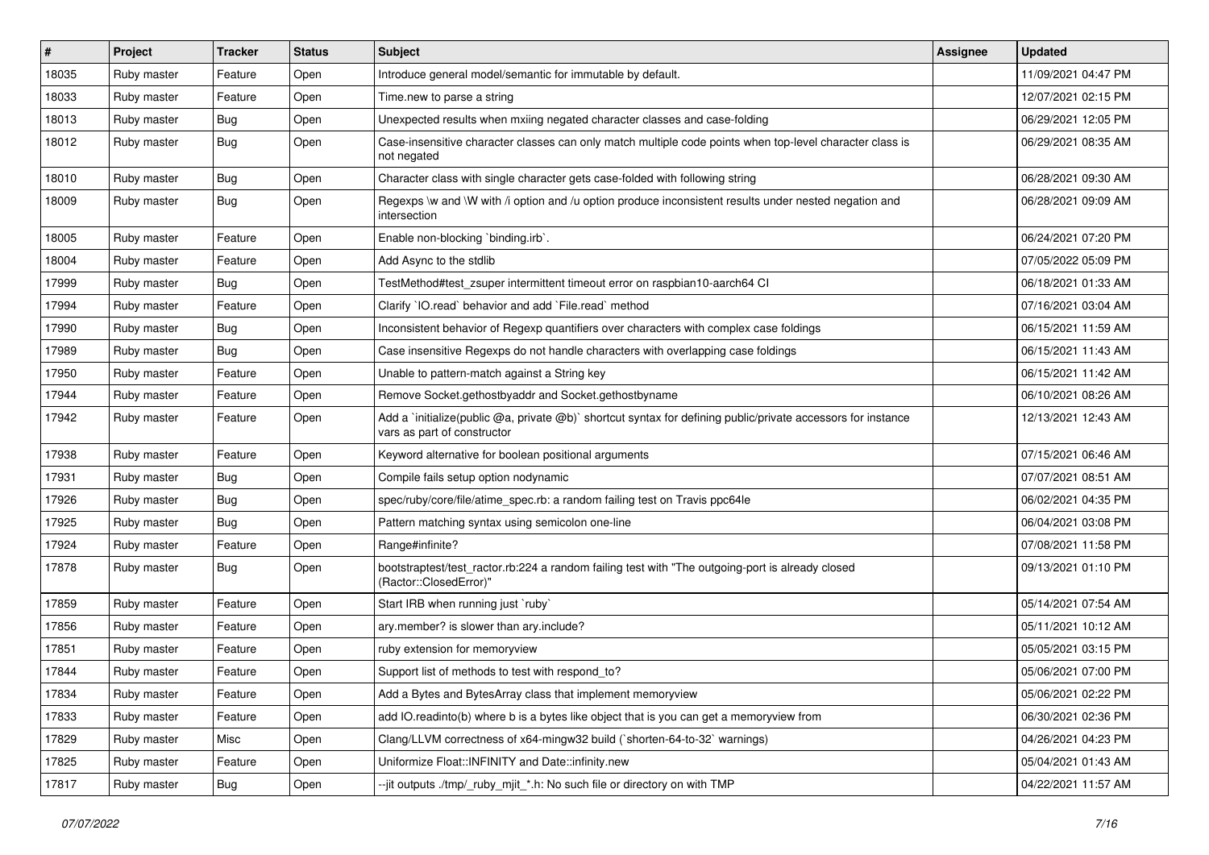| # | Project | Tracker | Status | Subject | Assignee | Updated |
|---|---|---|---|---|---|---|
| 18035 | Ruby master | Feature | Open | Introduce general model/semantic for immutable by default. | | 11/09/2021 04:47 PM |
| 18033 | Ruby master | Feature | Open | Time.new to parse a string | | 12/07/2021 02:15 PM |
| 18013 | Ruby master | Bug | Open | Unexpected results when mxiing negated character classes and case-folding | | 06/29/2021 12:05 PM |
| 18012 | Ruby master | Bug | Open | Case-insensitive character classes can only match multiple code points when top-level character class is not negated | | 06/29/2021 08:35 AM |
| 18010 | Ruby master | Bug | Open | Character class with single character gets case-folded with following string | | 06/28/2021 09:30 AM |
| 18009 | Ruby master | Bug | Open | Regexps \w and \W with /i option and /u option produce inconsistent results under nested negation and intersection | | 06/28/2021 09:09 AM |
| 18005 | Ruby master | Feature | Open | Enable non-blocking `binding.irb`. | | 06/24/2021 07:20 PM |
| 18004 | Ruby master | Feature | Open | Add Async to the stdlib | | 07/05/2022 05:09 PM |
| 17999 | Ruby master | Bug | Open | TestMethod#test_zsuper intermittent timeout error on raspbian10-aarch64 CI | | 06/18/2021 01:33 AM |
| 17994 | Ruby master | Feature | Open | Clarify `IO.read` behavior and add `File.read` method | | 07/16/2021 03:04 AM |
| 17990 | Ruby master | Bug | Open | Inconsistent behavior of Regexp quantifiers over characters with complex case foldings | | 06/15/2021 11:59 AM |
| 17989 | Ruby master | Bug | Open | Case insensitive Regexps do not handle characters with overlapping case foldings | | 06/15/2021 11:43 AM |
| 17950 | Ruby master | Feature | Open | Unable to pattern-match against a String key | | 06/15/2021 11:42 AM |
| 17944 | Ruby master | Feature | Open | Remove Socket.gethostbyaddr and Socket.gethostbyname | | 06/10/2021 08:26 AM |
| 17942 | Ruby master | Feature | Open | Add a `initialize(public @a, private @b)` shortcut syntax for defining public/private accessors for instance vars as part of constructor | | 12/13/2021 12:43 AM |
| 17938 | Ruby master | Feature | Open | Keyword alternative for boolean positional arguments | | 07/15/2021 06:46 AM |
| 17931 | Ruby master | Bug | Open | Compile fails setup option nodynamic | | 07/07/2021 08:51 AM |
| 17926 | Ruby master | Bug | Open | spec/ruby/core/file/atime_spec.rb: a random failing test on Travis ppc64le | | 06/02/2021 04:35 PM |
| 17925 | Ruby master | Bug | Open | Pattern matching syntax using semicolon one-line | | 06/04/2021 03:08 PM |
| 17924 | Ruby master | Feature | Open | Range#infinite? | | 07/08/2021 11:58 PM |
| 17878 | Ruby master | Bug | Open | bootstraptest/test_ractor.rb:224 a random failing test with "The outgoing-port is already closed (Ractor::ClosedError)" | | 09/13/2021 01:10 PM |
| 17859 | Ruby master | Feature | Open | Start IRB when running just `ruby` | | 05/14/2021 07:54 AM |
| 17856 | Ruby master | Feature | Open | ary.member? is slower than ary.include? | | 05/11/2021 10:12 AM |
| 17851 | Ruby master | Feature | Open | ruby extension for memoryview | | 05/05/2021 03:15 PM |
| 17844 | Ruby master | Feature | Open | Support list of methods to test with respond_to? | | 05/06/2021 07:00 PM |
| 17834 | Ruby master | Feature | Open | Add a Bytes and BytesArray class that implement memoryview | | 05/06/2021 02:22 PM |
| 17833 | Ruby master | Feature | Open | add IO.readinto(b) where b is a bytes like object that is you can get a memoryview from | | 06/30/2021 02:36 PM |
| 17829 | Ruby master | Misc | Open | Clang/LLVM correctness of x64-mingw32 build (`shorten-64-to-32` warnings) | | 04/26/2021 04:23 PM |
| 17825 | Ruby master | Feature | Open | Uniformize Float::INFINITY and Date::infinity.new | | 05/04/2021 01:43 AM |
| 17817 | Ruby master | Bug | Open | --jit outputs ./tmp/_ruby_mjit_*.h: No such file or directory on with TMP | | 04/22/2021 11:57 AM |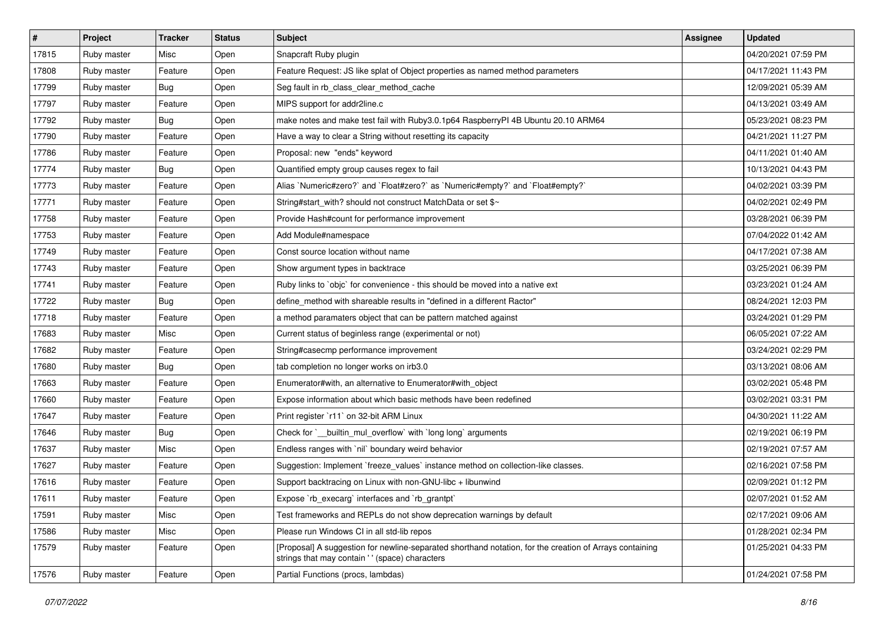| # | Project | Tracker | Status | Subject | Assignee | Updated |
|---|---|---|---|---|---|---|
| 17815 | Ruby master | Misc | Open | Snapcraft Ruby plugin | | 04/20/2021 07:59 PM |
| 17808 | Ruby master | Feature | Open | Feature Request: JS like splat of Object properties as named method parameters | | 04/17/2021 11:43 PM |
| 17799 | Ruby master | Bug | Open | Seg fault in rb_class_clear_method_cache | | 12/09/2021 05:39 AM |
| 17797 | Ruby master | Feature | Open | MIPS support for addr2line.c | | 04/13/2021 03:49 AM |
| 17792 | Ruby master | Bug | Open | make notes and make test fail with Ruby3.0.1p64 RaspberryPI 4B Ubuntu 20.10 ARM64 | | 05/23/2021 08:23 PM |
| 17790 | Ruby master | Feature | Open | Have a way to clear a String without resetting its capacity | | 04/21/2021 11:27 PM |
| 17786 | Ruby master | Feature | Open | Proposal: new "ends" keyword | | 04/11/2021 01:40 AM |
| 17774 | Ruby master | Bug | Open | Quantified empty group causes regex to fail | | 10/13/2021 04:43 PM |
| 17773 | Ruby master | Feature | Open | Alias `Numeric#zero?` and `Float#zero?` as `Numeric#empty?` and `Float#empty?` | | 04/02/2021 03:39 PM |
| 17771 | Ruby master | Feature | Open | String#start_with? should not construct MatchData or set $~ | | 04/02/2021 02:49 PM |
| 17758 | Ruby master | Feature | Open | Provide Hash#count for performance improvement | | 03/28/2021 06:39 PM |
| 17753 | Ruby master | Feature | Open | Add Module#namespace | | 07/04/2022 01:42 AM |
| 17749 | Ruby master | Feature | Open | Const source location without name | | 04/17/2021 07:38 AM |
| 17743 | Ruby master | Feature | Open | Show argument types in backtrace | | 03/25/2021 06:39 PM |
| 17741 | Ruby master | Feature | Open | Ruby links to `objc` for convenience - this should be moved into a native ext | | 03/23/2021 01:24 AM |
| 17722 | Ruby master | Bug | Open | define_method with shareable results in "defined in a different Ractor" | | 08/24/2021 12:03 PM |
| 17718 | Ruby master | Feature | Open | a method paramaters object that can be pattern matched against | | 03/24/2021 01:29 PM |
| 17683 | Ruby master | Misc | Open | Current status of beginless range (experimental or not) | | 06/05/2021 07:22 AM |
| 17682 | Ruby master | Feature | Open | String#casecmp performance improvement | | 03/24/2021 02:29 PM |
| 17680 | Ruby master | Bug | Open | tab completion no longer works on irb3.0 | | 03/13/2021 08:06 AM |
| 17663 | Ruby master | Feature | Open | Enumerator#with, an alternative to Enumerator#with_object | | 03/02/2021 05:48 PM |
| 17660 | Ruby master | Feature | Open | Expose information about which basic methods have been redefined | | 03/02/2021 03:31 PM |
| 17647 | Ruby master | Feature | Open | Print register `r11` on 32-bit ARM Linux | | 04/30/2021 11:22 AM |
| 17646 | Ruby master | Bug | Open | Check for `__builtin_mul_overflow` with `long long` arguments | | 02/19/2021 06:19 PM |
| 17637 | Ruby master | Misc | Open | Endless ranges with `nil` boundary weird behavior | | 02/19/2021 07:57 AM |
| 17627 | Ruby master | Feature | Open | Suggestion: Implement `freeze_values` instance method on collection-like classes. | | 02/16/2021 07:58 PM |
| 17616 | Ruby master | Feature | Open | Support backtracing on Linux with non-GNU-libc + libunwind | | 02/09/2021 01:12 PM |
| 17611 | Ruby master | Feature | Open | Expose `rb_execarg` interfaces and `rb_grantpt` | | 02/07/2021 01:52 AM |
| 17591 | Ruby master | Misc | Open | Test frameworks and REPLs do not show deprecation warnings by default | | 02/17/2021 09:06 AM |
| 17586 | Ruby master | Misc | Open | Please run Windows CI in all std-lib repos | | 01/28/2021 02:34 PM |
| 17579 | Ruby master | Feature | Open | [Proposal] A suggestion for newline-separated shorthand notation, for the creation of Arrays containing strings that may contain ' ' (space) characters | | 01/25/2021 04:33 PM |
| 17576 | Ruby master | Feature | Open | Partial Functions (procs, lambdas) | | 01/24/2021 07:58 PM |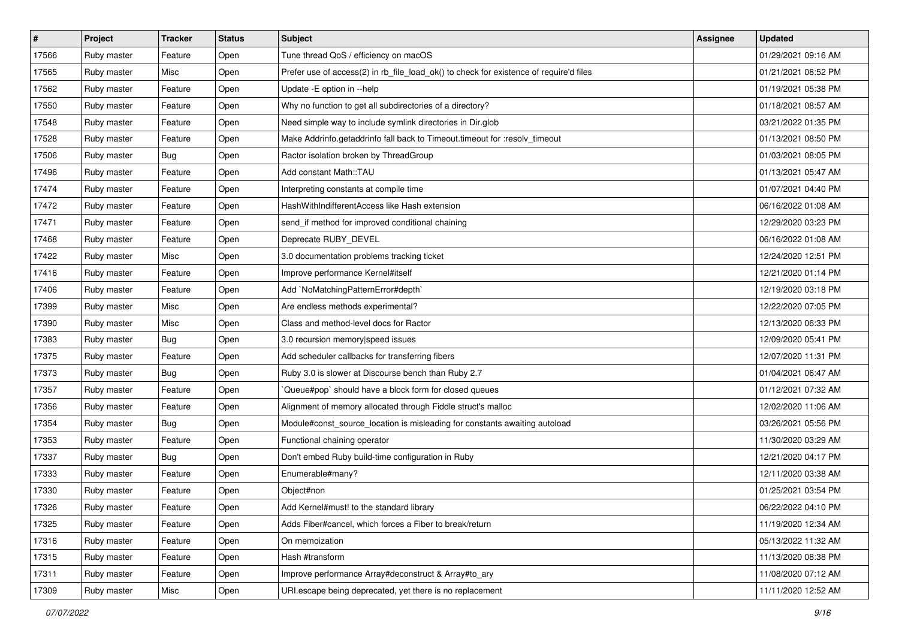| # | Project | Tracker | Status | Subject | Assignee | Updated |
| --- | --- | --- | --- | --- | --- | --- |
| 17566 | Ruby master | Feature | Open | Tune thread QoS / efficiency on macOS | | 01/29/2021 09:16 AM |
| 17565 | Ruby master | Misc | Open | Prefer use of access(2) in rb_file_load_ok() to check for existence of require'd files | | 01/21/2021 08:52 PM |
| 17562 | Ruby master | Feature | Open | Update -E option in --help | | 01/19/2021 05:38 PM |
| 17550 | Ruby master | Feature | Open | Why no function to get all subdirectories of a directory? | | 01/18/2021 08:57 AM |
| 17548 | Ruby master | Feature | Open | Need simple way to include symlink directories in Dir.glob | | 03/21/2022 01:35 PM |
| 17528 | Ruby master | Feature | Open | Make Addrinfo.getaddrinfo fall back to Timeout.timeout for :resolv_timeout | | 01/13/2021 08:50 PM |
| 17506 | Ruby master | Bug | Open | Ractor isolation broken by ThreadGroup | | 01/03/2021 08:05 PM |
| 17496 | Ruby master | Feature | Open | Add constant Math::TAU | | 01/13/2021 05:47 AM |
| 17474 | Ruby master | Feature | Open | Interpreting constants at compile time | | 01/07/2021 04:40 PM |
| 17472 | Ruby master | Feature | Open | HashWithIndifferentAccess like Hash extension | | 06/16/2022 01:08 AM |
| 17471 | Ruby master | Feature | Open | send_if method for improved conditional chaining | | 12/29/2020 03:23 PM |
| 17468 | Ruby master | Feature | Open | Deprecate RUBY_DEVEL | | 06/16/2022 01:08 AM |
| 17422 | Ruby master | Misc | Open | 3.0 documentation problems tracking ticket | | 12/24/2020 12:51 PM |
| 17416 | Ruby master | Feature | Open | Improve performance Kernel#itself | | 12/21/2020 01:14 PM |
| 17406 | Ruby master | Feature | Open | Add `NoMatchingPatternError#depth` | | 12/19/2020 03:18 PM |
| 17399 | Ruby master | Misc | Open | Are endless methods experimental? | | 12/22/2020 07:05 PM |
| 17390 | Ruby master | Misc | Open | Class and method-level docs for Ractor | | 12/13/2020 06:33 PM |
| 17383 | Ruby master | Bug | Open | 3.0 recursion memory\|speed issues | | 12/09/2020 05:41 PM |
| 17375 | Ruby master | Feature | Open | Add scheduler callbacks for transferring fibers | | 12/07/2020 11:31 PM |
| 17373 | Ruby master | Bug | Open | Ruby 3.0 is slower at Discourse bench than Ruby 2.7 | | 01/04/2021 06:47 AM |
| 17357 | Ruby master | Feature | Open | `Queue#pop` should have a block form for closed queues | | 01/12/2021 07:32 AM |
| 17356 | Ruby master | Feature | Open | Alignment of memory allocated through Fiddle struct's malloc | | 12/02/2020 11:06 AM |
| 17354 | Ruby master | Bug | Open | Module#const_source_location is misleading for constants awaiting autoload | | 03/26/2021 05:56 PM |
| 17353 | Ruby master | Feature | Open | Functional chaining operator | | 11/30/2020 03:29 AM |
| 17337 | Ruby master | Bug | Open | Don't embed Ruby build-time configuration in Ruby | | 12/21/2020 04:17 PM |
| 17333 | Ruby master | Feature | Open | Enumerable#many? | | 12/11/2020 03:38 AM |
| 17330 | Ruby master | Feature | Open | Object#non | | 01/25/2021 03:54 PM |
| 17326 | Ruby master | Feature | Open | Add Kernel#must! to the standard library | | 06/22/2022 04:10 PM |
| 17325 | Ruby master | Feature | Open | Adds Fiber#cancel, which forces a Fiber to break/return | | 11/19/2020 12:34 AM |
| 17316 | Ruby master | Feature | Open | On memoization | | 05/13/2022 11:32 AM |
| 17315 | Ruby master | Feature | Open | Hash #transform | | 11/13/2020 08:38 PM |
| 17311 | Ruby master | Feature | Open | Improve performance Array#deconstruct & Array#to_ary | | 11/08/2020 07:12 AM |
| 17309 | Ruby master | Misc | Open | URI.escape being deprecated, yet there is no replacement | | 11/11/2020 12:52 AM |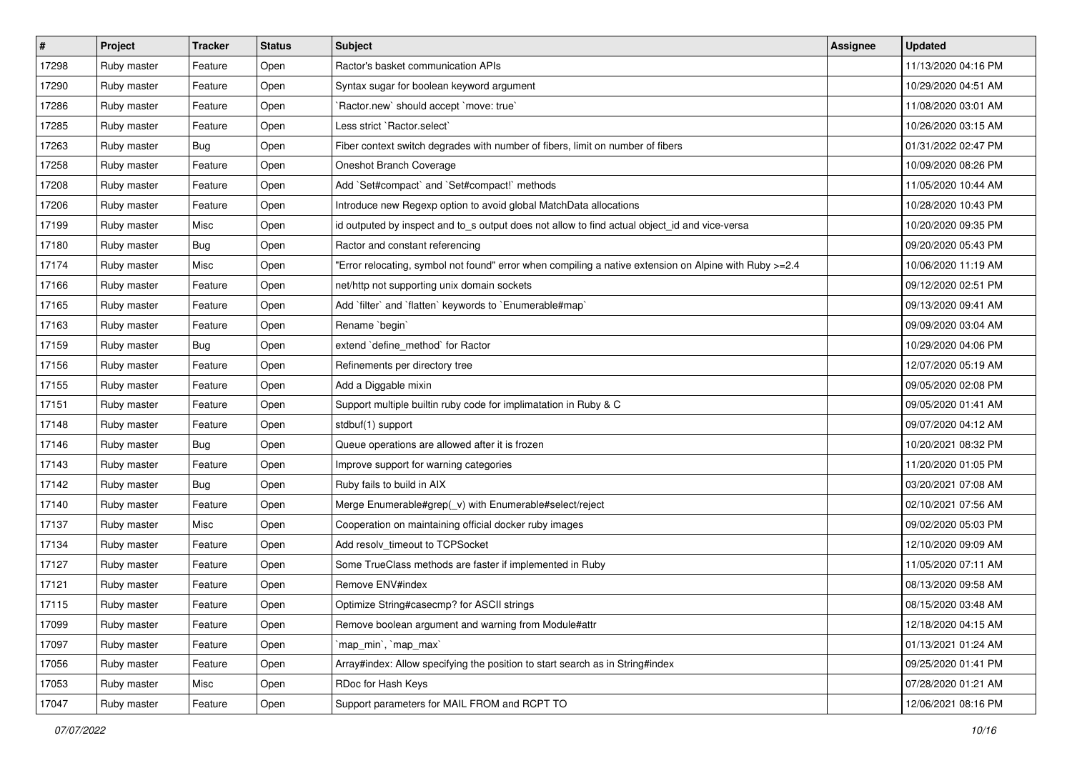| # | Project | Tracker | Status | Subject | Assignee | Updated |
|---|---|---|---|---|---|---|
| 17298 | Ruby master | Feature | Open | Ractor's basket communication APIs | | 11/13/2020 04:16 PM |
| 17290 | Ruby master | Feature | Open | Syntax sugar for boolean keyword argument | | 10/29/2020 04:51 AM |
| 17286 | Ruby master | Feature | Open | `Ractor.new` should accept `move: true` | | 11/08/2020 03:01 AM |
| 17285 | Ruby master | Feature | Open | Less strict `Ractor.select` | | 10/26/2020 03:15 AM |
| 17263 | Ruby master | Bug | Open | Fiber context switch degrades with number of fibers, limit on number of fibers | | 01/31/2022 02:47 PM |
| 17258 | Ruby master | Feature | Open | Oneshot Branch Coverage | | 10/09/2020 08:26 PM |
| 17208 | Ruby master | Feature | Open | Add `Set#compact` and `Set#compact!` methods | | 11/05/2020 10:44 AM |
| 17206 | Ruby master | Feature | Open | Introduce new Regexp option to avoid global MatchData allocations | | 10/28/2020 10:43 PM |
| 17199 | Ruby master | Misc | Open | id outputed by inspect and to_s output does not allow to find actual object_id and vice-versa | | 10/20/2020 09:35 PM |
| 17180 | Ruby master | Bug | Open | Ractor and constant referencing | | 09/20/2020 05:43 PM |
| 17174 | Ruby master | Misc | Open | "Error relocating, symbol not found" error when compiling a native extension on Alpine with Ruby >=2.4 | | 10/06/2020 11:19 AM |
| 17166 | Ruby master | Feature | Open | net/http not supporting unix domain sockets | | 09/12/2020 02:51 PM |
| 17165 | Ruby master | Feature | Open | Add `filter` and `flatten` keywords to `Enumerable#map` | | 09/13/2020 09:41 AM |
| 17163 | Ruby master | Feature | Open | Rename `begin` | | 09/09/2020 03:04 AM |
| 17159 | Ruby master | Bug | Open | extend `define_method` for Ractor | | 10/29/2020 04:06 PM |
| 17156 | Ruby master | Feature | Open | Refinements per directory tree | | 12/07/2020 05:19 AM |
| 17155 | Ruby master | Feature | Open | Add a Diggable mixin | | 09/05/2020 02:08 PM |
| 17151 | Ruby master | Feature | Open | Support multiple builtin ruby code for implimatation in Ruby & C | | 09/05/2020 01:41 AM |
| 17148 | Ruby master | Feature | Open | stdbuf(1) support | | 09/07/2020 04:12 AM |
| 17146 | Ruby master | Bug | Open | Queue operations are allowed after it is frozen | | 10/20/2021 08:32 PM |
| 17143 | Ruby master | Feature | Open | Improve support for warning categories | | 11/20/2020 01:05 PM |
| 17142 | Ruby master | Bug | Open | Ruby fails to build in AIX | | 03/20/2021 07:08 AM |
| 17140 | Ruby master | Feature | Open | Merge Enumerable#grep(_v) with Enumerable#select/reject | | 02/10/2021 07:56 AM |
| 17137 | Ruby master | Misc | Open | Cooperation on maintaining official docker ruby images | | 09/02/2020 05:03 PM |
| 17134 | Ruby master | Feature | Open | Add resolv_timeout to TCPSocket | | 12/10/2020 09:09 AM |
| 17127 | Ruby master | Feature | Open | Some TrueClass methods are faster if implemented in Ruby | | 11/05/2020 07:11 AM |
| 17121 | Ruby master | Feature | Open | Remove ENV#index | | 08/13/2020 09:58 AM |
| 17115 | Ruby master | Feature | Open | Optimize String#casecmp? for ASCII strings | | 08/15/2020 03:48 AM |
| 17099 | Ruby master | Feature | Open | Remove boolean argument and warning from Module#attr | | 12/18/2020 04:15 AM |
| 17097 | Ruby master | Feature | Open | `map_min`, `map_max` | | 01/13/2021 01:24 AM |
| 17056 | Ruby master | Feature | Open | Array#index: Allow specifying the position to start search as in String#index | | 09/25/2020 01:41 PM |
| 17053 | Ruby master | Misc | Open | RDoc for Hash Keys | | 07/28/2020 01:21 AM |
| 17047 | Ruby master | Feature | Open | Support parameters for MAIL FROM and RCPT TO | | 12/06/2021 08:16 PM |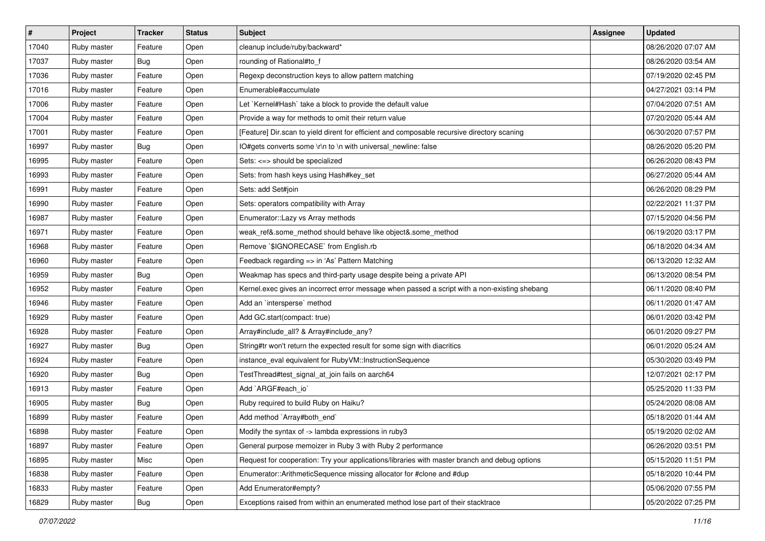| # | Project | Tracker | Status | Subject | Assignee | Updated |
|---|---|---|---|---|---|---|
| 17040 | Ruby master | Feature | Open | cleanup include/ruby/backward* | | 08/26/2020 07:07 AM |
| 17037 | Ruby master | Bug | Open | rounding of Rational#to_f | | 08/26/2020 03:54 AM |
| 17036 | Ruby master | Feature | Open | Regexp deconstruction keys to allow pattern matching | | 07/19/2020 02:45 PM |
| 17016 | Ruby master | Feature | Open | Enumerable#accumulate | | 04/27/2021 03:14 PM |
| 17006 | Ruby master | Feature | Open | Let `Kernel#Hash` take a block to provide the default value | | 07/04/2020 07:51 AM |
| 17004 | Ruby master | Feature | Open | Provide a way for methods to omit their return value | | 07/20/2020 05:44 AM |
| 17001 | Ruby master | Feature | Open | [Feature] Dir.scan to yield dirent for efficient and composable recursive directory scaning | | 06/30/2020 07:57 PM |
| 16997 | Ruby master | Bug | Open | IO#gets converts some \r\n to \n with universal_newline: false | | 08/26/2020 05:20 PM |
| 16995 | Ruby master | Feature | Open | Sets: <=> should be specialized | | 06/26/2020 08:43 PM |
| 16993 | Ruby master | Feature | Open | Sets: from hash keys using Hash#key_set | | 06/27/2020 05:44 AM |
| 16991 | Ruby master | Feature | Open | Sets: add Set#join | | 06/26/2020 08:29 PM |
| 16990 | Ruby master | Feature | Open | Sets: operators compatibility with Array | | 02/22/2021 11:37 PM |
| 16987 | Ruby master | Feature | Open | Enumerator::Lazy vs Array methods | | 07/15/2020 04:56 PM |
| 16971 | Ruby master | Feature | Open | weak_ref&.some_method should behave like object&.some_method | | 06/19/2020 03:17 PM |
| 16968 | Ruby master | Feature | Open | Remove `$IGNORECASE` from English.rb | | 06/18/2020 04:34 AM |
| 16960 | Ruby master | Feature | Open | Feedback regarding => in 'As' Pattern Matching | | 06/13/2020 12:32 AM |
| 16959 | Ruby master | Bug | Open | Weakmap has specs and third-party usage despite being a private API | | 06/13/2020 08:54 PM |
| 16952 | Ruby master | Feature | Open | Kernel.exec gives an incorrect error message when passed a script with a non-existing shebang | | 06/11/2020 08:40 PM |
| 16946 | Ruby master | Feature | Open | Add an `intersperse` method | | 06/11/2020 01:47 AM |
| 16929 | Ruby master | Feature | Open | Add GC.start(compact: true) | | 06/01/2020 03:42 PM |
| 16928 | Ruby master | Feature | Open | Array#include_all? & Array#include_any? | | 06/01/2020 09:27 PM |
| 16927 | Ruby master | Bug | Open | String#tr won't return the expected result for some sign with diacritics | | 06/01/2020 05:24 AM |
| 16924 | Ruby master | Feature | Open | instance_eval equivalent for RubyVM::InstructionSequence | | 05/30/2020 03:49 PM |
| 16920 | Ruby master | Bug | Open | TestThread#test_signal_at_join fails on aarch64 | | 12/07/2021 02:17 PM |
| 16913 | Ruby master | Feature | Open | Add `ARGF#each_io` | | 05/25/2020 11:33 PM |
| 16905 | Ruby master | Bug | Open | Ruby required to build Ruby on Haiku? | | 05/24/2020 08:08 AM |
| 16899 | Ruby master | Feature | Open | Add method `Array#both_end` | | 05/18/2020 01:44 AM |
| 16898 | Ruby master | Feature | Open | Modify the syntax of -> lambda expressions in ruby3 | | 05/19/2020 02:02 AM |
| 16897 | Ruby master | Feature | Open | General purpose memoizer in Ruby 3 with Ruby 2 performance | | 06/26/2020 03:51 PM |
| 16895 | Ruby master | Misc | Open | Request for cooperation: Try your applications/libraries with master branch and debug options | | 05/15/2020 11:51 PM |
| 16838 | Ruby master | Feature | Open | Enumerator::ArithmeticSequence missing allocator for #clone and #dup | | 05/18/2020 10:44 PM |
| 16833 | Ruby master | Feature | Open | Add Enumerator#empty? | | 05/06/2020 07:55 PM |
| 16829 | Ruby master | Bug | Open | Exceptions raised from within an enumerated method lose part of their stacktrace | | 05/20/2022 07:25 PM |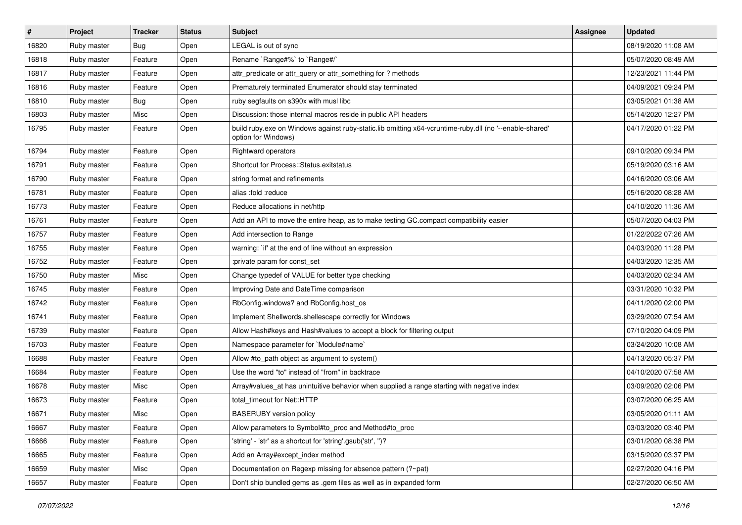| # | Project | Tracker | Status | Subject | Assignee | Updated |
|---|---|---|---|---|---|---|
| 16820 | Ruby master | Bug | Open | LEGAL is out of sync | | 08/19/2020 11:08 AM |
| 16818 | Ruby master | Feature | Open | Rename `Range#%` to `Range#/` | | 05/07/2020 08:49 AM |
| 16817 | Ruby master | Feature | Open | attr_predicate or attr_query or attr_something for ? methods | | 12/23/2021 11:44 PM |
| 16816 | Ruby master | Feature | Open | Prematurely terminated Enumerator should stay terminated | | 04/09/2021 09:24 PM |
| 16810 | Ruby master | Bug | Open | ruby segfaults on s390x with musl libc | | 03/05/2021 01:38 AM |
| 16803 | Ruby master | Misc | Open | Discussion: those internal macros reside in public API headers | | 05/14/2020 12:27 PM |
| 16795 | Ruby master | Feature | Open | build ruby.exe on Windows against ruby-static.lib omitting x64-vcruntime-ruby.dll (no '--enable-shared' option for Windows) | | 04/17/2020 01:22 PM |
| 16794 | Ruby master | Feature | Open | Rightward operators | | 09/10/2020 09:34 PM |
| 16791 | Ruby master | Feature | Open | Shortcut for Process::Status.exitstatus | | 05/19/2020 03:16 AM |
| 16790 | Ruby master | Feature | Open | string format and refinements | | 04/16/2020 03:06 AM |
| 16781 | Ruby master | Feature | Open | alias :fold :reduce | | 05/16/2020 08:28 AM |
| 16773 | Ruby master | Feature | Open | Reduce allocations in net/http | | 04/10/2020 11:36 AM |
| 16761 | Ruby master | Feature | Open | Add an API to move the entire heap, as to make testing GC.compact compatibility easier | | 05/07/2020 04:03 PM |
| 16757 | Ruby master | Feature | Open | Add intersection to Range | | 01/22/2022 07:26 AM |
| 16755 | Ruby master | Feature | Open | warning: `if' at the end of line without an expression | | 04/03/2020 11:28 PM |
| 16752 | Ruby master | Feature | Open | :private param for const_set | | 04/03/2020 12:35 AM |
| 16750 | Ruby master | Misc | Open | Change typedef of VALUE for better type checking | | 04/03/2020 02:34 AM |
| 16745 | Ruby master | Feature | Open | Improving Date and DateTime comparison | | 03/31/2020 10:32 PM |
| 16742 | Ruby master | Feature | Open | RbConfig.windows? and RbConfig.host_os | | 04/11/2020 02:00 PM |
| 16741 | Ruby master | Feature | Open | Implement Shellwords.shellescape correctly for Windows | | 03/29/2020 07:54 AM |
| 16739 | Ruby master | Feature | Open | Allow Hash#keys and Hash#values to accept a block for filtering output | | 07/10/2020 04:09 PM |
| 16703 | Ruby master | Feature | Open | Namespace parameter for `Module#name` | | 03/24/2020 10:08 AM |
| 16688 | Ruby master | Feature | Open | Allow #to_path object as argument to system() | | 04/13/2020 05:37 PM |
| 16684 | Ruby master | Feature | Open | Use the word "to" instead of "from" in backtrace | | 04/10/2020 07:58 AM |
| 16678 | Ruby master | Misc | Open | Array#values_at has unintuitive behavior when supplied a range starting with negative index | | 03/09/2020 02:06 PM |
| 16673 | Ruby master | Feature | Open | total_timeout for Net::HTTP | | 03/07/2020 06:25 AM |
| 16671 | Ruby master | Misc | Open | BASERUBY version policy | | 03/05/2020 01:11 AM |
| 16667 | Ruby master | Feature | Open | Allow parameters to Symbol#to_proc and Method#to_proc | | 03/03/2020 03:40 PM |
| 16666 | Ruby master | Feature | Open | 'string' - 'str' as a shortcut for 'string'.gsub('str', '')? | | 03/01/2020 08:38 PM |
| 16665 | Ruby master | Feature | Open | Add an Array#except_index method | | 03/15/2020 03:37 PM |
| 16659 | Ruby master | Misc | Open | Documentation on Regexp missing for absence pattern (?~pat) | | 02/27/2020 04:16 PM |
| 16657 | Ruby master | Feature | Open | Don't ship bundled gems as .gem files as well as in expanded form | | 02/27/2020 06:50 AM |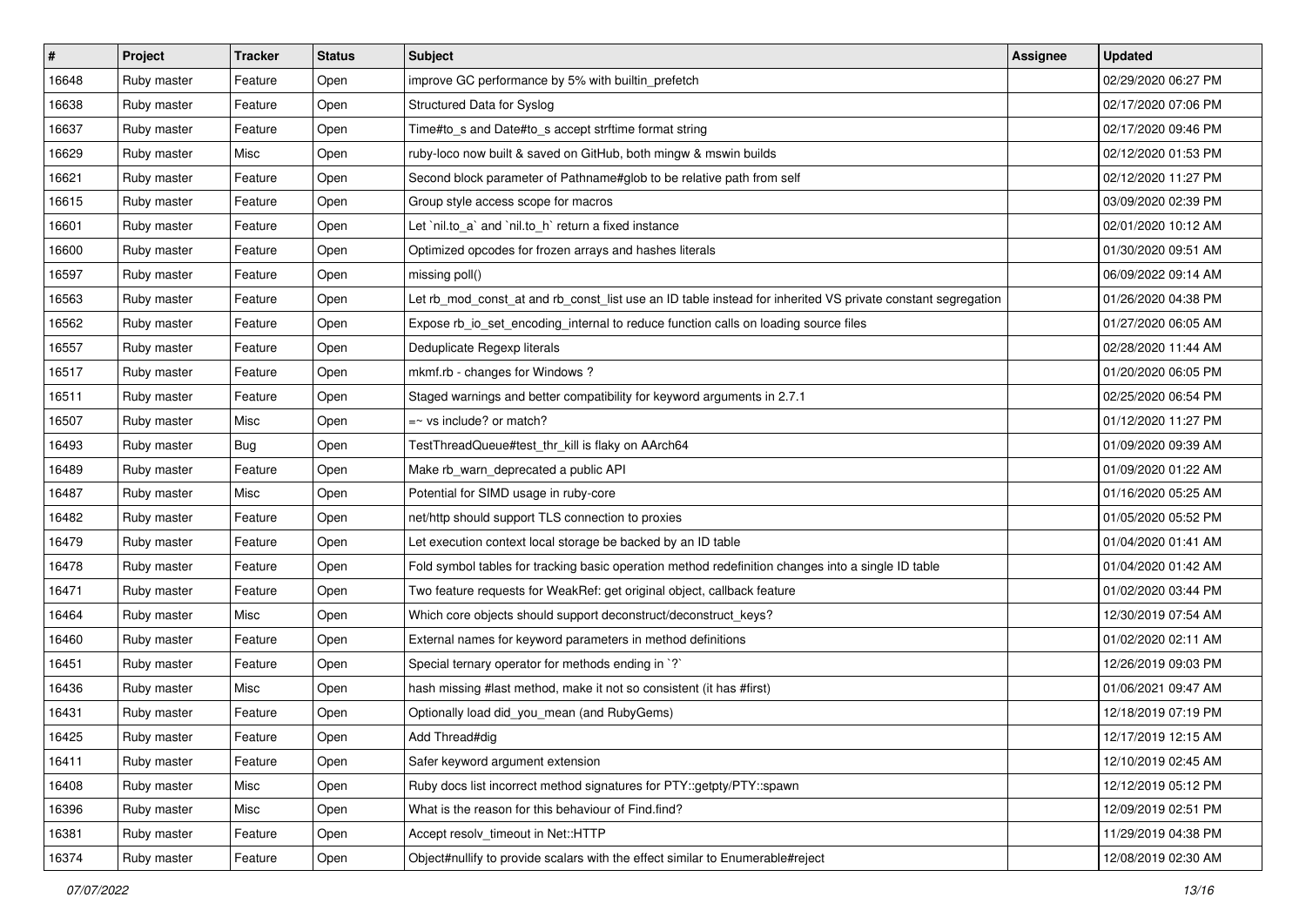| # | Project | Tracker | Status | Subject | Assignee | Updated |
|---|---|---|---|---|---|---|
| 16648 | Ruby master | Feature | Open | improve GC performance by 5% with builtin_prefetch | | 02/29/2020 06:27 PM |
| 16638 | Ruby master | Feature | Open | Structured Data for Syslog | | 02/17/2020 07:06 PM |
| 16637 | Ruby master | Feature | Open | Time#to_s and Date#to_s accept strftime format string | | 02/17/2020 09:46 PM |
| 16629 | Ruby master | Misc | Open | ruby-loco now built & saved on GitHub, both mingw & mswin builds | | 02/12/2020 01:53 PM |
| 16621 | Ruby master | Feature | Open | Second block parameter of Pathname#glob to be relative path from self | | 02/12/2020 11:27 PM |
| 16615 | Ruby master | Feature | Open | Group style access scope for macros | | 03/09/2020 02:39 PM |
| 16601 | Ruby master | Feature | Open | Let `nil.to_a` and `nil.to_h` return a fixed instance | | 02/01/2020 10:12 AM |
| 16600 | Ruby master | Feature | Open | Optimized opcodes for frozen arrays and hashes literals | | 01/30/2020 09:51 AM |
| 16597 | Ruby master | Feature | Open | missing poll() | | 06/09/2022 09:14 AM |
| 16563 | Ruby master | Feature | Open | Let rb_mod_const_at and rb_const_list use an ID table instead for inherited VS private constant segregation | | 01/26/2020 04:38 PM |
| 16562 | Ruby master | Feature | Open | Expose rb_io_set_encoding_internal to reduce function calls on loading source files | | 01/27/2020 06:05 AM |
| 16557 | Ruby master | Feature | Open | Deduplicate Regexp literals | | 02/28/2020 11:44 AM |
| 16517 | Ruby master | Feature | Open | mkmf.rb - changes for Windows ? | | 01/20/2020 06:05 PM |
| 16511 | Ruby master | Feature | Open | Staged warnings and better compatibility for keyword arguments in 2.7.1 | | 02/25/2020 06:54 PM |
| 16507 | Ruby master | Misc | Open | =~ vs include? or match? | | 01/12/2020 11:27 PM |
| 16493 | Ruby master | Bug | Open | TestThreadQueue#test_thr_kill is flaky on AArch64 | | 01/09/2020 09:39 AM |
| 16489 | Ruby master | Feature | Open | Make rb_warn_deprecated a public API | | 01/09/2020 01:22 AM |
| 16487 | Ruby master | Misc | Open | Potential for SIMD usage in ruby-core | | 01/16/2020 05:25 AM |
| 16482 | Ruby master | Feature | Open | net/http should support TLS connection to proxies | | 01/05/2020 05:52 PM |
| 16479 | Ruby master | Feature | Open | Let execution context local storage be backed by an ID table | | 01/04/2020 01:41 AM |
| 16478 | Ruby master | Feature | Open | Fold symbol tables for tracking basic operation method redefinition changes into a single ID table | | 01/04/2020 01:42 AM |
| 16471 | Ruby master | Feature | Open | Two feature requests for WeakRef: get original object, callback feature | | 01/02/2020 03:44 PM |
| 16464 | Ruby master | Misc | Open | Which core objects should support deconstruct/deconstruct_keys? | | 12/30/2019 07:54 AM |
| 16460 | Ruby master | Feature | Open | External names for keyword parameters in method definitions | | 01/02/2020 02:11 AM |
| 16451 | Ruby master | Feature | Open | Special ternary operator for methods ending in `?` | | 12/26/2019 09:03 PM |
| 16436 | Ruby master | Misc | Open | hash missing #last method, make it not so consistent (it has #first) | | 01/06/2021 09:47 AM |
| 16431 | Ruby master | Feature | Open | Optionally load did_you_mean (and RubyGems) | | 12/18/2019 07:19 PM |
| 16425 | Ruby master | Feature | Open | Add Thread#dig | | 12/17/2019 12:15 AM |
| 16411 | Ruby master | Feature | Open | Safer keyword argument extension | | 12/10/2019 02:45 AM |
| 16408 | Ruby master | Misc | Open | Ruby docs list incorrect method signatures for PTY::getpty/PTY::spawn | | 12/12/2019 05:12 PM |
| 16396 | Ruby master | Misc | Open | What is the reason for this behaviour of Find.find? | | 12/09/2019 02:51 PM |
| 16381 | Ruby master | Feature | Open | Accept resolv_timeout in Net::HTTP | | 11/29/2019 04:38 PM |
| 16374 | Ruby master | Feature | Open | Object#nullify to provide scalars with the effect similar to Enumerable#reject | | 12/08/2019 02:30 AM |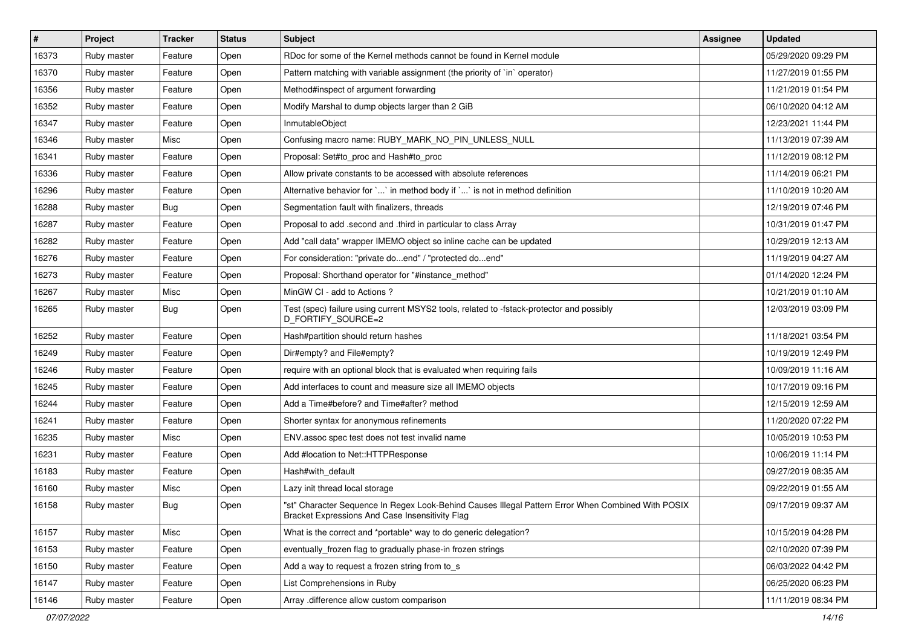| # | Project | Tracker | Status | Subject | Assignee | Updated |
|---|---|---|---|---|---|---|
| 16373 | Ruby master | Feature | Open | RDoc for some of the Kernel methods cannot be found in Kernel module | | 05/29/2020 09:29 PM |
| 16370 | Ruby master | Feature | Open | Pattern matching with variable assignment (the priority of `in` operator) | | 11/27/2019 01:55 PM |
| 16356 | Ruby master | Feature | Open | Method#inspect of argument forwarding | | 11/21/2019 01:54 PM |
| 16352 | Ruby master | Feature | Open | Modify Marshal to dump objects larger than 2 GiB | | 06/10/2020 04:12 AM |
| 16347 | Ruby master | Feature | Open | InmutableObject | | 12/23/2021 11:44 PM |
| 16346 | Ruby master | Misc | Open | Confusing macro name: RUBY_MARK_NO_PIN_UNLESS_NULL | | 11/13/2019 07:39 AM |
| 16341 | Ruby master | Feature | Open | Proposal: Set#to_proc and Hash#to_proc | | 11/12/2019 08:12 PM |
| 16336 | Ruby master | Feature | Open | Allow private constants to be accessed with absolute references | | 11/14/2019 06:21 PM |
| 16296 | Ruby master | Feature | Open | Alternative behavior for `...` in method body if `...` is not in method definition | | 11/10/2019 10:20 AM |
| 16288 | Ruby master | Bug | Open | Segmentation fault with finalizers, threads | | 12/19/2019 07:46 PM |
| 16287 | Ruby master | Feature | Open | Proposal to add .second and .third in particular to class Array | | 10/31/2019 01:47 PM |
| 16282 | Ruby master | Feature | Open | Add "call data" wrapper IMEMO object so inline cache can be updated | | 10/29/2019 12:13 AM |
| 16276 | Ruby master | Feature | Open | For consideration: "private do...end" / "protected do...end" | | 11/19/2019 04:27 AM |
| 16273 | Ruby master | Feature | Open | Proposal: Shorthand operator for "#instance_method" | | 01/14/2020 12:24 PM |
| 16267 | Ruby master | Misc | Open | MinGW CI - add to Actions ? | | 10/21/2019 01:10 AM |
| 16265 | Ruby master | Bug | Open | Test (spec) failure using current MSYS2 tools, related to -fstack-protector and possibly D_FORTIFY_SOURCE=2 | | 12/03/2019 03:09 PM |
| 16252 | Ruby master | Feature | Open | Hash#partition should return hashes | | 11/18/2021 03:54 PM |
| 16249 | Ruby master | Feature | Open | Dir#empty? and File#empty? | | 10/19/2019 12:49 PM |
| 16246 | Ruby master | Feature | Open | require with an optional block that is evaluated when requiring fails | | 10/09/2019 11:16 AM |
| 16245 | Ruby master | Feature | Open | Add interfaces to count and measure size all IMEMO objects | | 10/17/2019 09:16 PM |
| 16244 | Ruby master | Feature | Open | Add a Time#before? and Time#after? method | | 12/15/2019 12:59 AM |
| 16241 | Ruby master | Feature | Open | Shorter syntax for anonymous refinements | | 11/20/2020 07:22 PM |
| 16235 | Ruby master | Misc | Open | ENV.assoc spec test does not test invalid name | | 10/05/2019 10:53 PM |
| 16231 | Ruby master | Feature | Open | Add #location to Net::HTTPResponse | | 10/06/2019 11:14 PM |
| 16183 | Ruby master | Feature | Open | Hash#with_default | | 09/27/2019 08:35 AM |
| 16160 | Ruby master | Misc | Open | Lazy init thread local storage | | 09/22/2019 01:55 AM |
| 16158 | Ruby master | Bug | Open | "st" Character Sequence In Regex Look-Behind Causes Illegal Pattern Error When Combined With POSIX Bracket Expressions And Case Insensitivity Flag | | 09/17/2019 09:37 AM |
| 16157 | Ruby master | Misc | Open | What is the correct and *portable* way to do generic delegation? | | 10/15/2019 04:28 PM |
| 16153 | Ruby master | Feature | Open | eventually_frozen flag to gradually phase-in frozen strings | | 02/10/2020 07:39 PM |
| 16150 | Ruby master | Feature | Open | Add a way to request a frozen string from to_s | | 06/03/2022 04:42 PM |
| 16147 | Ruby master | Feature | Open | List Comprehensions in Ruby | | 06/25/2020 06:23 PM |
| 16146 | Ruby master | Feature | Open | Array .difference allow custom comparison | | 11/11/2019 08:34 PM |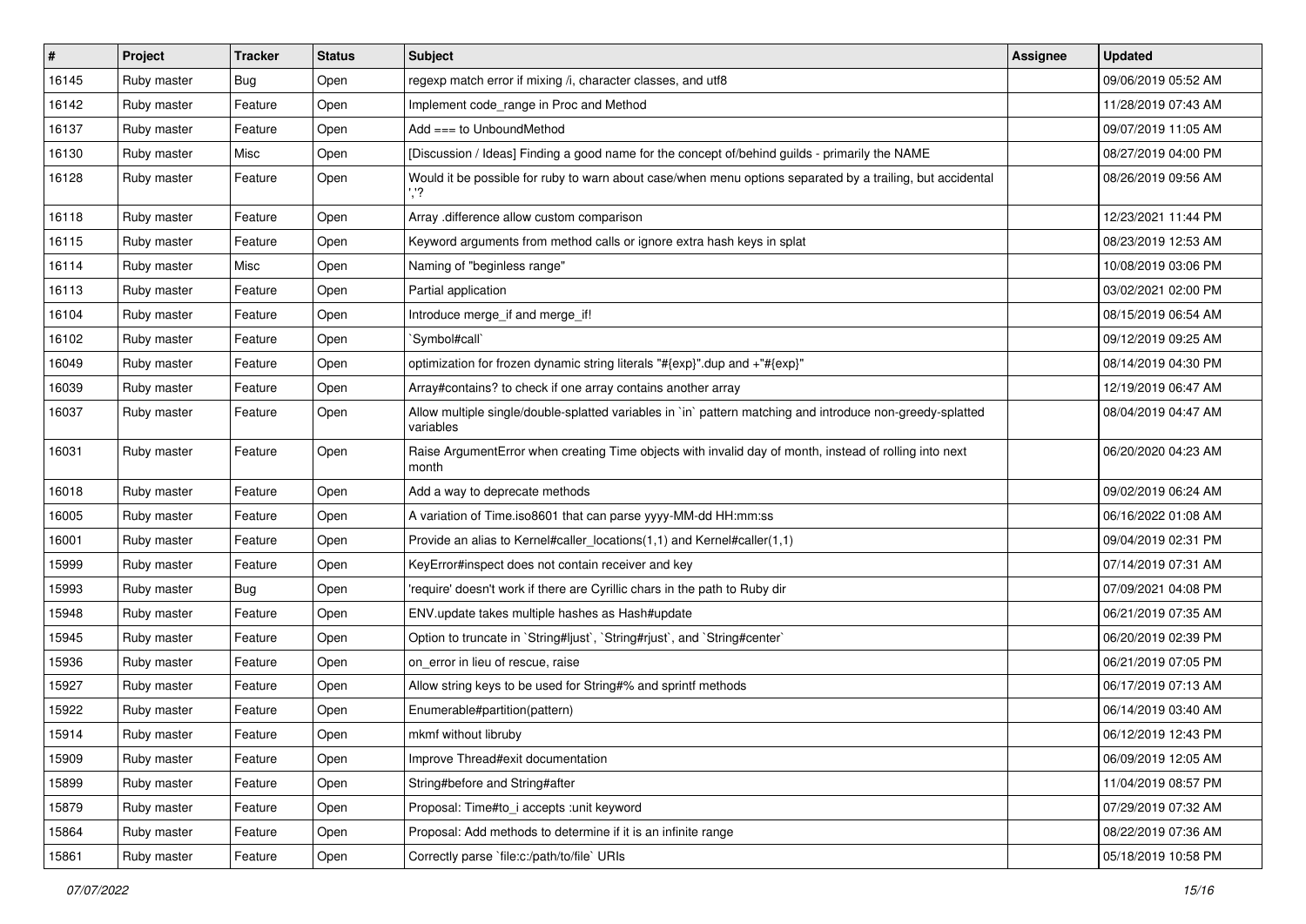| # | Project | Tracker | Status | Subject | Assignee | Updated |
|---|---|---|---|---|---|---|
| 16145 | Ruby master | Bug | Open | regexp match error if mixing /i, character classes, and utf8 | | 09/06/2019 05:52 AM |
| 16142 | Ruby master | Feature | Open | Implement code_range in Proc and Method | | 11/28/2019 07:43 AM |
| 16137 | Ruby master | Feature | Open | Add === to UnboundMethod | | 09/07/2019 11:05 AM |
| 16130 | Ruby master | Misc | Open | [Discussion / Ideas] Finding a good name for the concept of/behind guilds - primarily the NAME | | 08/27/2019 04:00 PM |
| 16128 | Ruby master | Feature | Open | Would it be possible for ruby to warn about case/when menu options separated by a trailing, but accidental ','? | | 08/26/2019 09:56 AM |
| 16118 | Ruby master | Feature | Open | Array .difference allow custom comparison | | 12/23/2021 11:44 PM |
| 16115 | Ruby master | Feature | Open | Keyword arguments from method calls or ignore extra hash keys in splat | | 08/23/2019 12:53 AM |
| 16114 | Ruby master | Misc | Open | Naming of "beginless range" | | 10/08/2019 03:06 PM |
| 16113 | Ruby master | Feature | Open | Partial application | | 03/02/2021 02:00 PM |
| 16104 | Ruby master | Feature | Open | Introduce merge_if and merge_if! | | 08/15/2019 06:54 AM |
| 16102 | Ruby master | Feature | Open | `Symbol#call` | | 09/12/2019 09:25 AM |
| 16049 | Ruby master | Feature | Open | optimization for frozen dynamic string literals "#{exp}".dup and +"#{exp}" | | 08/14/2019 04:30 PM |
| 16039 | Ruby master | Feature | Open | Array#contains? to check if one array contains another array | | 12/19/2019 06:47 AM |
| 16037 | Ruby master | Feature | Open | Allow multiple single/double-splatted variables in `in` pattern matching and introduce non-greedy-splatted variables | | 08/04/2019 04:47 AM |
| 16031 | Ruby master | Feature | Open | Raise ArgumentError when creating Time objects with invalid day of month, instead of rolling into next month | | 06/20/2020 04:23 AM |
| 16018 | Ruby master | Feature | Open | Add a way to deprecate methods | | 09/02/2019 06:24 AM |
| 16005 | Ruby master | Feature | Open | A variation of Time.iso8601 that can parse yyyy-MM-dd HH:mm:ss | | 06/16/2022 01:08 AM |
| 16001 | Ruby master | Feature | Open | Provide an alias to Kernel#caller_locations(1,1) and Kernel#caller(1,1) | | 09/04/2019 02:31 PM |
| 15999 | Ruby master | Feature | Open | KeyError#inspect does not contain receiver and key | | 07/14/2019 07:31 AM |
| 15993 | Ruby master | Bug | Open | 'require' doesn't work if there are Cyrillic chars in the path to Ruby dir | | 07/09/2021 04:08 PM |
| 15948 | Ruby master | Feature | Open | ENV.update takes multiple hashes as Hash#update | | 06/21/2019 07:35 AM |
| 15945 | Ruby master | Feature | Open | Option to truncate in `String#ljust`, `String#rjust`, and `String#center` | | 06/20/2019 02:39 PM |
| 15936 | Ruby master | Feature | Open | on_error in lieu of rescue, raise | | 06/21/2019 07:05 PM |
| 15927 | Ruby master | Feature | Open | Allow string keys to be used for String#% and sprintf methods | | 06/17/2019 07:13 AM |
| 15922 | Ruby master | Feature | Open | Enumerable#partition(pattern) | | 06/14/2019 03:40 AM |
| 15914 | Ruby master | Feature | Open | mkmf without libruby | | 06/12/2019 12:43 PM |
| 15909 | Ruby master | Feature | Open | Improve Thread#exit documentation | | 06/09/2019 12:05 AM |
| 15899 | Ruby master | Feature | Open | String#before and String#after | | 11/04/2019 08:57 PM |
| 15879 | Ruby master | Feature | Open | Proposal: Time#to_i accepts :unit keyword | | 07/29/2019 07:32 AM |
| 15864 | Ruby master | Feature | Open | Proposal: Add methods to determine if it is an infinite range | | 08/22/2019 07:36 AM |
| 15861 | Ruby master | Feature | Open | Correctly parse `file:c:/path/to/file` URIs | | 05/18/2019 10:58 PM |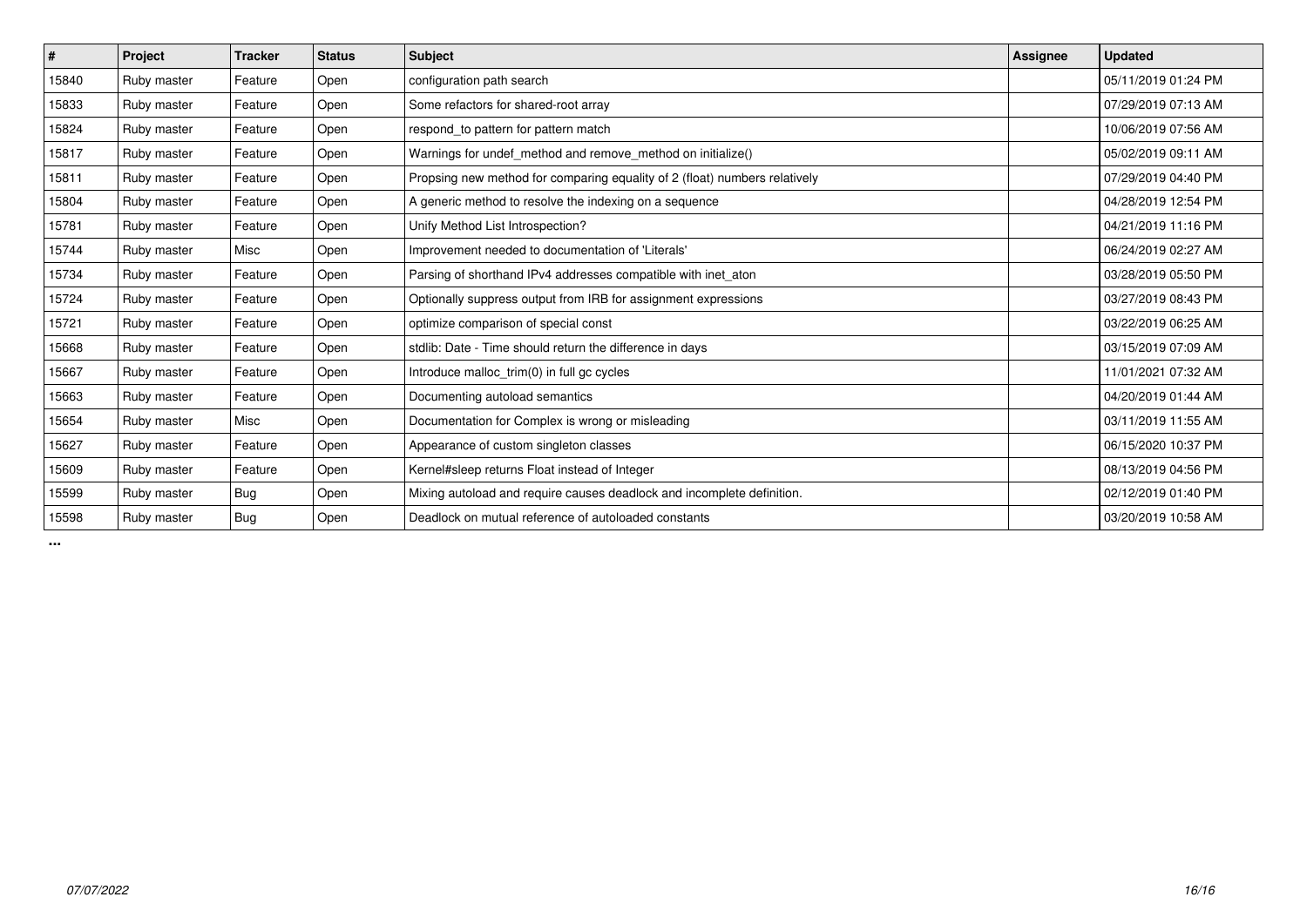| # | Project | Tracker | Status | Subject | Assignee | Updated |
|---|---|---|---|---|---|---|
| 15840 | Ruby master | Feature | Open | configuration path search | | 05/11/2019 01:24 PM |
| 15833 | Ruby master | Feature | Open | Some refactors for shared-root array | | 07/29/2019 07:13 AM |
| 15824 | Ruby master | Feature | Open | respond_to pattern for pattern match | | 10/06/2019 07:56 AM |
| 15817 | Ruby master | Feature | Open | Warnings for undef_method and remove_method on initialize() | | 05/02/2019 09:11 AM |
| 15811 | Ruby master | Feature | Open | Propsing new method for comparing equality of 2 (float) numbers relatively | | 07/29/2019 04:40 PM |
| 15804 | Ruby master | Feature | Open | A generic method to resolve the indexing on a sequence | | 04/28/2019 12:54 PM |
| 15781 | Ruby master | Feature | Open | Unify Method List Introspection? | | 04/21/2019 11:16 PM |
| 15744 | Ruby master | Misc | Open | Improvement needed to documentation of 'Literals' | | 06/24/2019 02:27 AM |
| 15734 | Ruby master | Feature | Open | Parsing of shorthand IPv4 addresses compatible with inet_aton | | 03/28/2019 05:50 PM |
| 15724 | Ruby master | Feature | Open | Optionally suppress output from IRB for assignment expressions | | 03/27/2019 08:43 PM |
| 15721 | Ruby master | Feature | Open | optimize comparison of special const | | 03/22/2019 06:25 AM |
| 15668 | Ruby master | Feature | Open | stdlib: Date - Time should return the difference in days | | 03/15/2019 07:09 AM |
| 15667 | Ruby master | Feature | Open | Introduce malloc_trim(0) in full gc cycles | | 11/01/2021 07:32 AM |
| 15663 | Ruby master | Feature | Open | Documenting autoload semantics | | 04/20/2019 01:44 AM |
| 15654 | Ruby master | Misc | Open | Documentation for Complex is wrong or misleading | | 03/11/2019 11:55 AM |
| 15627 | Ruby master | Feature | Open | Appearance of custom singleton classes | | 06/15/2020 10:37 PM |
| 15609 | Ruby master | Feature | Open | Kernel#sleep returns Float instead of Integer | | 08/13/2019 04:56 PM |
| 15599 | Ruby master | Bug | Open | Mixing autoload and require causes deadlock and incomplete definition. | | 02/12/2019 01:40 PM |
| 15598 | Ruby master | Bug | Open | Deadlock on mutual reference of autoloaded constants | | 03/20/2019 10:58 AM |

...